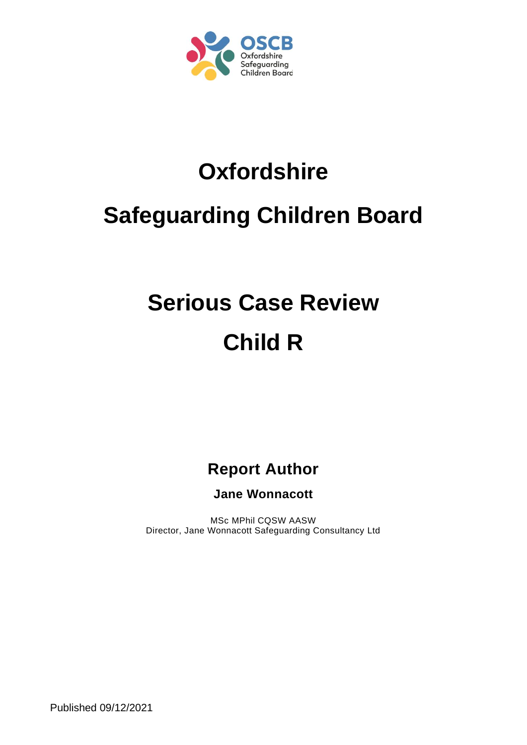OSCB
Oxfordshire
Safeguarding
Children Board

# Oxfordshire

# Safeguarding Children Board

# Serious Case Review

# Child R

## Report Author

### Jane Wonnacott

MSc MPhil CQSW AASW
Director, Jane Wonnacott Safeguarding Consultancy Ltd

Published 09/12/2021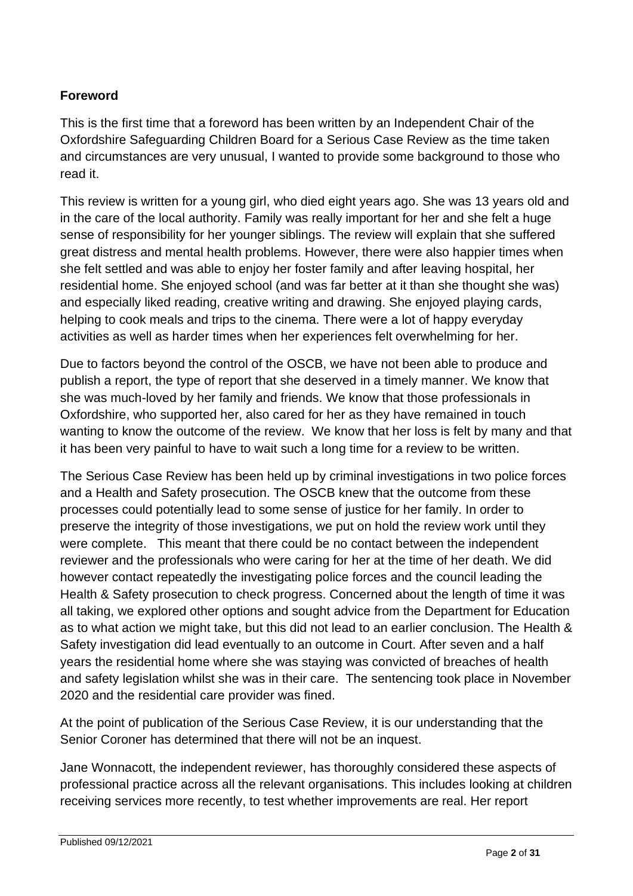**Foreword**

This is the first time that a foreword has been written by an Independent Chair of the Oxfordshire Safeguarding Children Board for a Serious Case Review as the time taken and circumstances are very unusual, I wanted to provide some background to those who read it.

This review is written for a young girl, who died eight years ago. She was 13 years old and in the care of the local authority. Family was really important for her and she felt a huge sense of responsibility for her younger siblings. The review will explain that she suffered great distress and mental health problems. However, there were also happier times when she felt settled and was able to enjoy her foster family and after leaving hospital, her residential home. She enjoyed school (and was far better at it than she thought she was) and especially liked reading, creative writing and drawing. She enjoyed playing cards, helping to cook meals and trips to the cinema. There were a lot of happy everyday activities as well as harder times when her experiences felt overwhelming for her.

Due to factors beyond the control of the OSCB, we have not been able to produce and publish a report, the type of report that she deserved in a timely manner. We know that she was much-loved by her family and friends. We know that those professionals in Oxfordshire, who supported her, also cared for her as they have remained in touch wanting to know the outcome of the review. We know that her loss is felt by many and that it has been very painful to have to wait such a long time for a review to be written.

The Serious Case Review has been held up by criminal investigations in two police forces and a Health and Safety prosecution. The OSCB knew that the outcome from these processes could potentially lead to some sense of justice for her family. In order to preserve the integrity of those investigations, we put on hold the review work until they were complete. This meant that there could be no contact between the independent reviewer and the professionals who were caring for her at the time of her death. We did however contact repeatedly the investigating police forces and the council leading the Health & Safety prosecution to check progress. Concerned about the length of time it was all taking, we explored other options and sought advice from the Department for Education as to what action we might take, but this did not lead to an earlier conclusion. The Health & Safety investigation did lead eventually to an outcome in Court. After seven and a half years the residential home where she was staying was convicted of breaches of health and safety legislation whilst she was in their care. The sentencing took place in November 2020 and the residential care provider was fined.

At the point of publication of the Serious Case Review, it is our understanding that the Senior Coroner has determined that there will not be an inquest.

Jane Wonnacott, the independent reviewer, has thoroughly considered these aspects of professional practice across all the relevant organisations. This includes looking at children receiving services more recently, to test whether improvements are real. Her report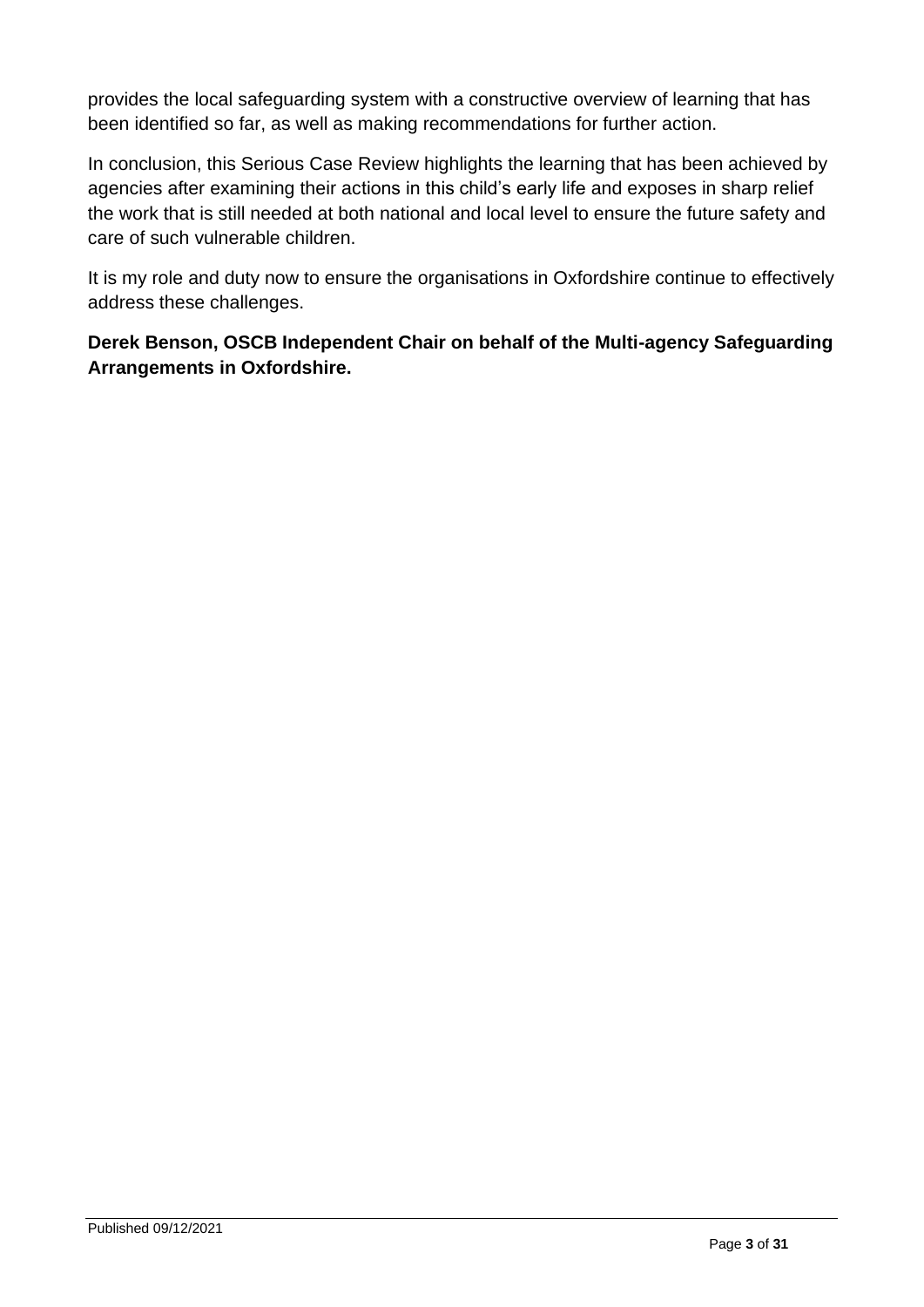provides the local safeguarding system with a constructive overview of learning that has been identified so far, as well as making recommendations for further action.

In conclusion, this Serious Case Review highlights the learning that has been achieved by agencies after examining their actions in this child's early life and exposes in sharp relief the work that is still needed at both national and local level to ensure the future safety and care of such vulnerable children.

It is my role and duty now to ensure the organisations in Oxfordshire continue to effectively address these challenges.

**Derek Benson, OSCB Independent Chair on behalf of the Multi-agency Safeguarding Arrangements in Oxfordshire.**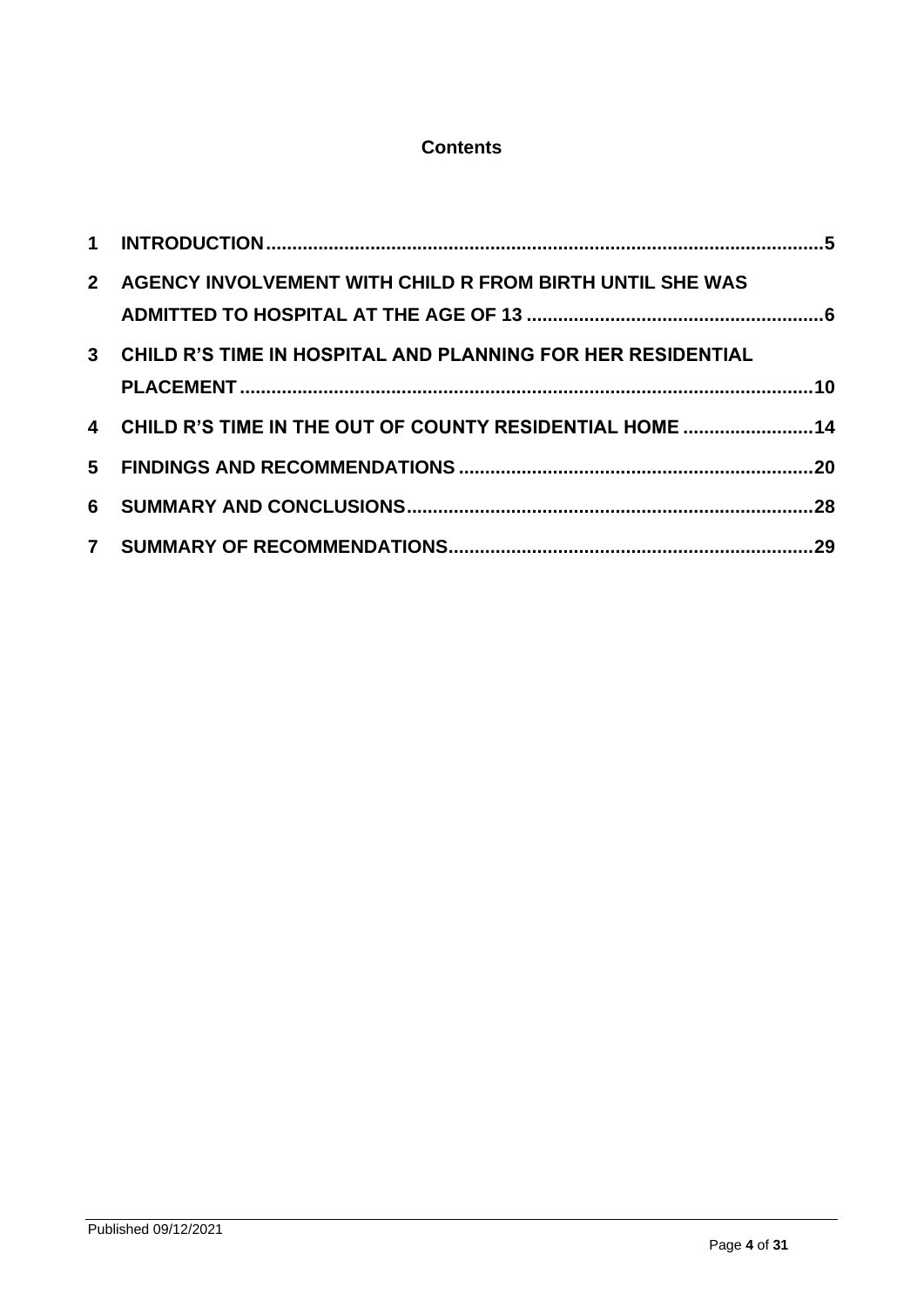## Contents

1 INTRODUCTION .......... 5

2 AGENCY INVOLVEMENT WITH CHILD R FROM BIRTH UNTIL SHE WAS ADMITTED TO HOSPITAL AT THE AGE OF 13 .......... 6

3 CHILD R'S TIME IN HOSPITAL AND PLANNING FOR HER RESIDENTIAL PLACEMENT .......... 10

4 CHILD R'S TIME IN THE OUT OF COUNTY RESIDENTIAL HOME .......... 14

5 FINDINGS AND RECOMMENDATIONS .......... 20

6 SUMMARY AND CONCLUSIONS .......... 28

7 SUMMARY OF RECOMMENDATIONS .......... 29

Published 09/12/2021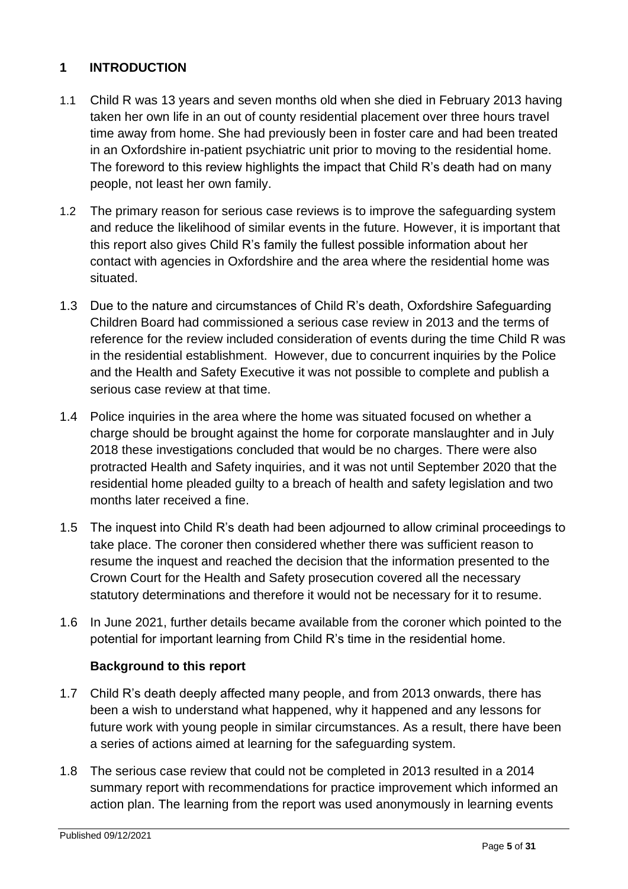# 1 INTRODUCTION

1.1 Child R was 13 years and seven months old when she died in February 2013 having taken her own life in an out of county residential placement over three hours travel time away from home. She had previously been in foster care and had been treated in an Oxfordshire in-patient psychiatric unit prior to moving to the residential home. The foreword to this review highlights the impact that Child R's death had on many people, not least her own family.

1.2 The primary reason for serious case reviews is to improve the safeguarding system and reduce the likelihood of similar events in the future. However, it is important that this report also gives Child R's family the fullest possible information about her contact with agencies in Oxfordshire and the area where the residential home was situated.

1.3 Due to the nature and circumstances of Child R's death, Oxfordshire Safeguarding Children Board had commissioned a serious case review in 2013 and the terms of reference for the review included consideration of events during the time Child R was in the residential establishment. However, due to concurrent inquiries by the Police and the Health and Safety Executive it was not possible to complete and publish a serious case review at that time.

1.4 Police inquiries in the area where the home was situated focused on whether a charge should be brought against the home for corporate manslaughter and in July 2018 these investigations concluded that would be no charges. There were also protracted Health and Safety inquiries, and it was not until September 2020 that the residential home pleaded guilty to a breach of health and safety legislation and two months later received a fine.

1.5 The inquest into Child R's death had been adjourned to allow criminal proceedings to take place. The coroner then considered whether there was sufficient reason to resume the inquest and reached the decision that the information presented to the Crown Court for the Health and Safety prosecution covered all the necessary statutory determinations and therefore it would not be necessary for it to resume.

1.6 In June 2021, further details became available from the coroner which pointed to the potential for important learning from Child R's time in the residential home.

### Background to this report

1.7 Child R's death deeply affected many people, and from 2013 onwards, there has been a wish to understand what happened, why it happened and any lessons for future work with young people in similar circumstances. As a result, there have been a series of actions aimed at learning for the safeguarding system.

1.8 The serious case review that could not be completed in 2013 resulted in a 2014 summary report with recommendations for practice improvement which informed an action plan. The learning from the report was used anonymously in learning events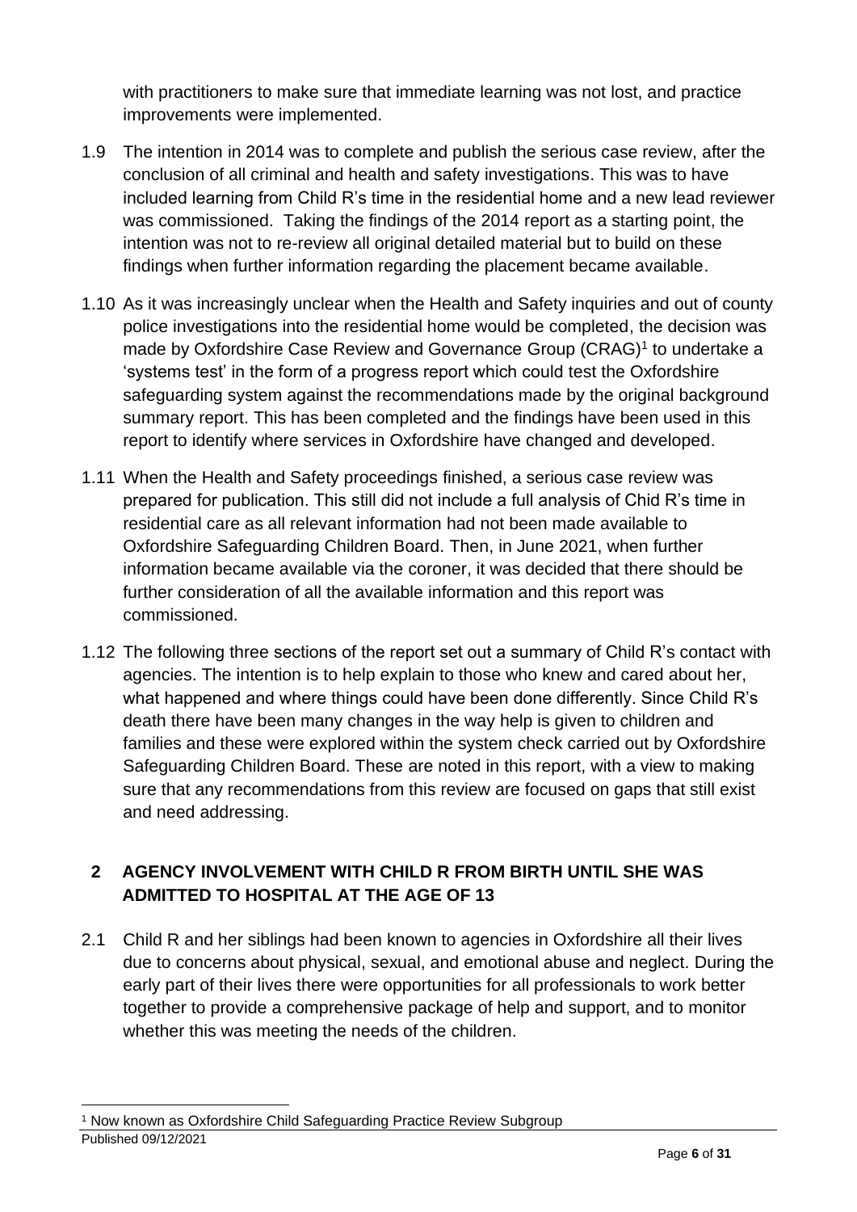with practitioners to make sure that immediate learning was not lost, and practice improvements were implemented.

1.9 The intention in 2014 was to complete and publish the serious case review, after the conclusion of all criminal and health and safety investigations. This was to have included learning from Child R's time in the residential home and a new lead reviewer was commissioned. Taking the findings of the 2014 report as a starting point, the intention was not to re-review all original detailed material but to build on these findings when further information regarding the placement became available.

1.10 As it was increasingly unclear when the Health and Safety inquiries and out of county police investigations into the residential home would be completed, the decision was made by Oxfordshire Case Review and Governance Group (CRAG)[1] to undertake a 'systems test' in the form of a progress report which could test the Oxfordshire safeguarding system against the recommendations made by the original background summary report. This has been completed and the findings have been used in this report to identify where services in Oxfordshire have changed and developed.

1.11 When the Health and Safety proceedings finished, a serious case review was prepared for publication. This still did not include a full analysis of Chid R's time in residential care as all relevant information had not been made available to Oxfordshire Safeguarding Children Board. Then, in June 2021, when further information became available via the coroner, it was decided that there should be further consideration of all the available information and this report was commissioned.

1.12 The following three sections of the report set out a summary of Child R's contact with agencies. The intention is to help explain to those who knew and cared about her, what happened and where things could have been done differently. Since Child R's death there have been many changes in the way help is given to children and families and these were explored within the system check carried out by Oxfordshire Safeguarding Children Board. These are noted in this report, with a view to making sure that any recommendations from this review are focused on gaps that still exist and need addressing.

## 2 AGENCY INVOLVEMENT WITH CHILD R FROM BIRTH UNTIL SHE WAS ADMITTED TO HOSPITAL AT THE AGE OF 13

2.1 Child R and her siblings had been known to agencies in Oxfordshire all their lives due to concerns about physical, sexual, and emotional abuse and neglect. During the early part of their lives there were opportunities for all professionals to work better together to provide a comprehensive package of help and support, and to monitor whether this was meeting the needs of the children.

[1] Now known as Oxfordshire Child Safeguarding Practice Review Subgroup

Published 09/12/2021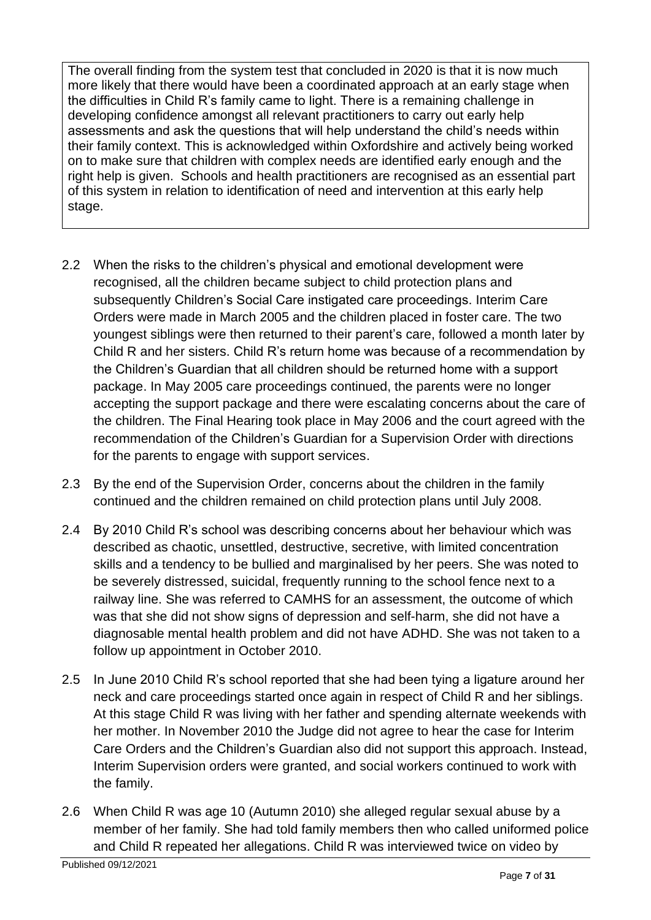The overall finding from the system test that concluded in 2020 is that it is now much more likely that there would have been a coordinated approach at an early stage when the difficulties in Child R's family came to light. There is a remaining challenge in developing confidence amongst all relevant practitioners to carry out early help assessments and ask the questions that will help understand the child's needs within their family context. This is acknowledged within Oxfordshire and actively being worked on to make sure that children with complex needs are identified early enough and the right help is given. Schools and health practitioners are recognised as an essential part of this system in relation to identification of need and intervention at this early help stage.

2.2 When the risks to the children's physical and emotional development were recognised, all the children became subject to child protection plans and subsequently Children's Social Care instigated care proceedings. Interim Care Orders were made in March 2005 and the children placed in foster care. The two youngest siblings were then returned to their parent's care, followed a month later by Child R and her sisters. Child R's return home was because of a recommendation by the Children's Guardian that all children should be returned home with a support package. In May 2005 care proceedings continued, the parents were no longer accepting the support package and there were escalating concerns about the care of the children. The Final Hearing took place in May 2006 and the court agreed with the recommendation of the Children's Guardian for a Supervision Order with directions for the parents to engage with support services.

2.3 By the end of the Supervision Order, concerns about the children in the family continued and the children remained on child protection plans until July 2008.

2.4 By 2010 Child R's school was describing concerns about her behaviour which was described as chaotic, unsettled, destructive, secretive, with limited concentration skills and a tendency to be bullied and marginalised by her peers. She was noted to be severely distressed, suicidal, frequently running to the school fence next to a railway line. She was referred to CAMHS for an assessment, the outcome of which was that she did not show signs of depression and self-harm, she did not have a diagnosable mental health problem and did not have ADHD. She was not taken to a follow up appointment in October 2010.

2.5 In June 2010 Child R's school reported that she had been tying a ligature around her neck and care proceedings started once again in respect of Child R and her siblings. At this stage Child R was living with her father and spending alternate weekends with her mother. In November 2010 the Judge did not agree to hear the case for Interim Care Orders and the Children's Guardian also did not support this approach. Instead, Interim Supervision orders were granted, and social workers continued to work with the family.

2.6 When Child R was age 10 (Autumn 2010) she alleged regular sexual abuse by a member of her family. She had told family members then who called uniformed police and Child R repeated her allegations. Child R was interviewed twice on video by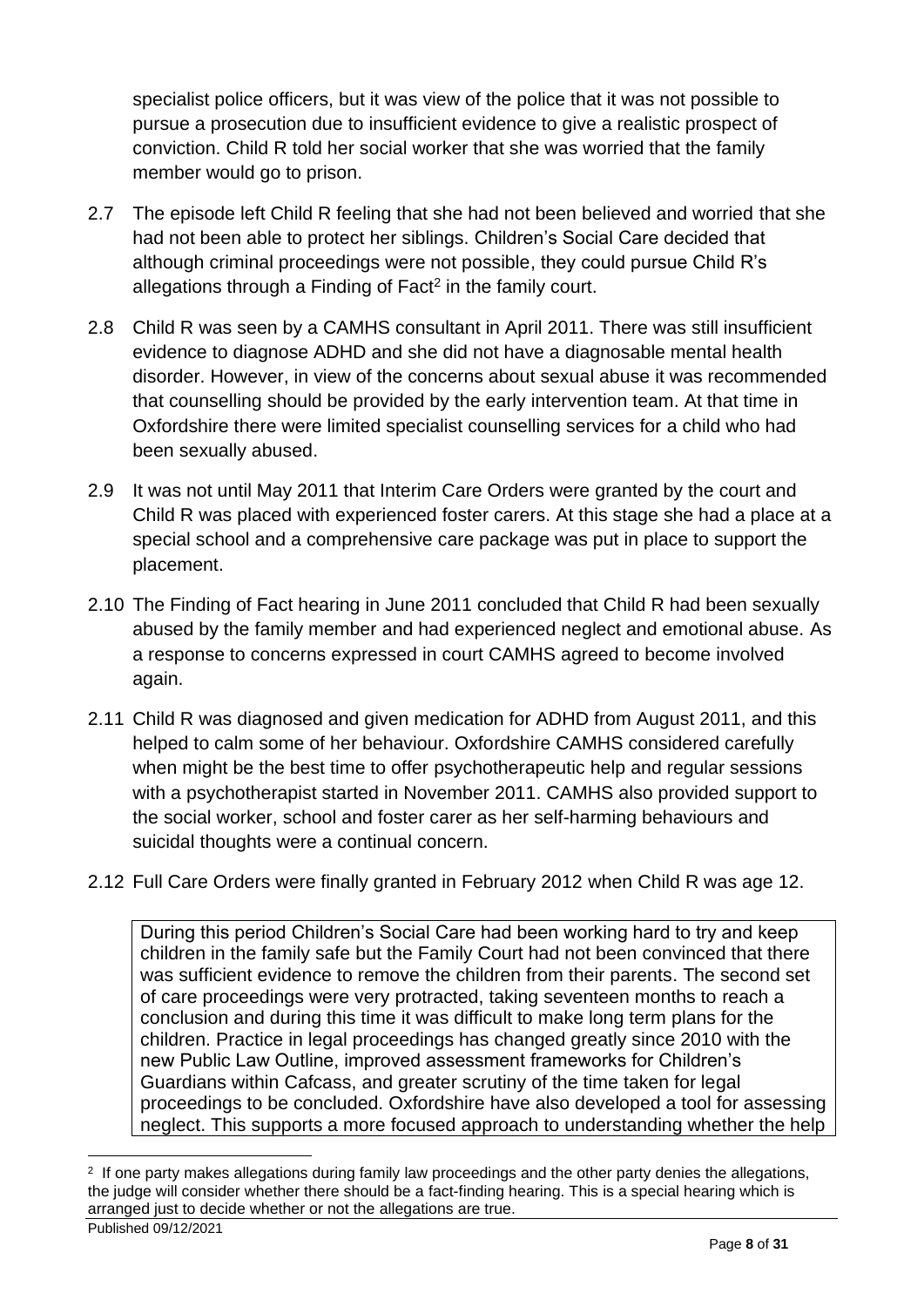specialist police officers, but it was view of the police that it was not possible to pursue a prosecution due to insufficient evidence to give a realistic prospect of conviction. Child R told her social worker that she was worried that the family member would go to prison.

2.7 The episode left Child R feeling that she had not been believed and worried that she had not been able to protect her siblings. Children's Social Care decided that although criminal proceedings were not possible, they could pursue Child R's allegations through a Finding of Fact[2] in the family court.

2.8 Child R was seen by a CAMHS consultant in April 2011. There was still insufficient evidence to diagnose ADHD and she did not have a diagnosable mental health disorder. However, in view of the concerns about sexual abuse it was recommended that counselling should be provided by the early intervention team. At that time in Oxfordshire there were limited specialist counselling services for a child who had been sexually abused.

2.9 It was not until May 2011 that Interim Care Orders were granted by the court and Child R was placed with experienced foster carers. At this stage she had a place at a special school and a comprehensive care package was put in place to support the placement.

2.10 The Finding of Fact hearing in June 2011 concluded that Child R had been sexually abused by the family member and had experienced neglect and emotional abuse. As a response to concerns expressed in court CAMHS agreed to become involved again.

2.11 Child R was diagnosed and given medication for ADHD from August 2011, and this helped to calm some of her behaviour. Oxfordshire CAMHS considered carefully when might be the best time to offer psychotherapeutic help and regular sessions with a psychotherapist started in November 2011. CAMHS also provided support to the social worker, school and foster carer as her self-harming behaviours and suicidal thoughts were a continual concern.

2.12 Full Care Orders were finally granted in February 2012 when Child R was age 12.

> During this period Children's Social Care had been working hard to try and keep children in the family safe but the Family Court had not been convinced that there was sufficient evidence to remove the children from their parents. The second set of care proceedings were very protracted, taking seventeen months to reach a conclusion and during this time it was difficult to make long term plans for the children. Practice in legal proceedings has changed greatly since 2010 with the new Public Law Outline, improved assessment frameworks for Children's Guardians within Cafcass, and greater scrutiny of the time taken for legal proceedings to be concluded. Oxfordshire have also developed a tool for assessing neglect. This supports a more focused approach to understanding whether the help

[2] If one party makes allegations during family law proceedings and the other party denies the allegations, the judge will consider whether there should be a fact-finding hearing. This is a special hearing which is arranged just to decide whether or not the allegations are true.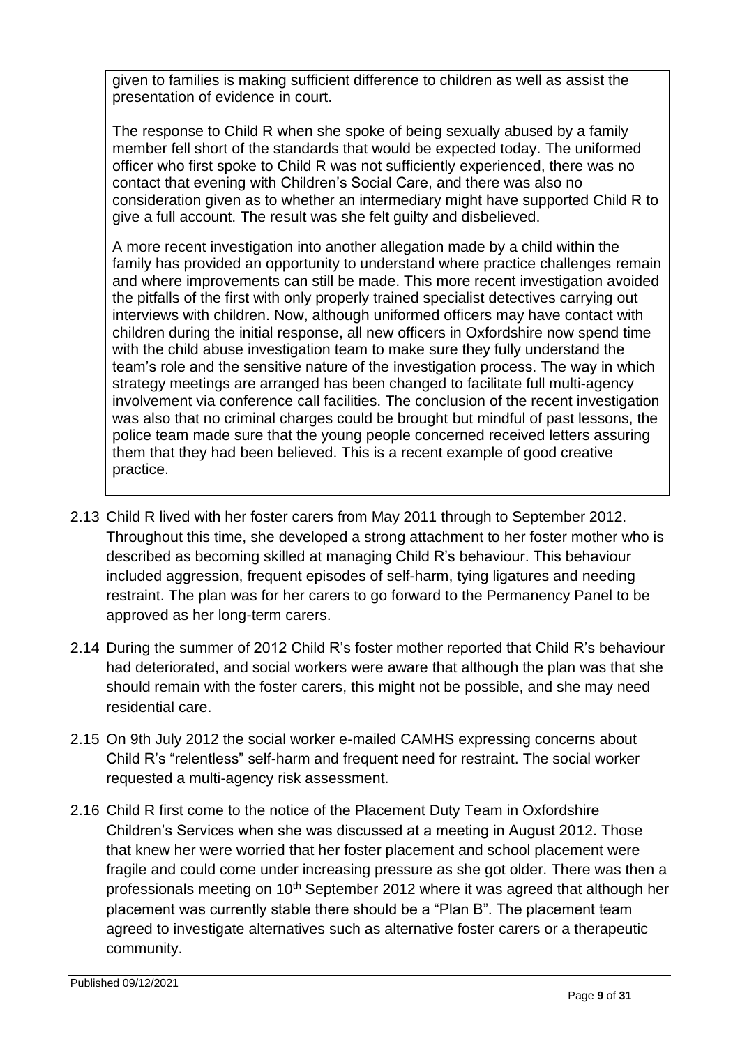given to families is making sufficient difference to children as well as assist the presentation of evidence in court.

The response to Child R when she spoke of being sexually abused by a family member fell short of the standards that would be expected today. The uniformed officer who first spoke to Child R was not sufficiently experienced, there was no contact that evening with Children's Social Care, and there was also no consideration given as to whether an intermediary might have supported Child R to give a full account. The result was she felt guilty and disbelieved.

A more recent investigation into another allegation made by a child within the family has provided an opportunity to understand where practice challenges remain and where improvements can still be made. This more recent investigation avoided the pitfalls of the first with only properly trained specialist detectives carrying out interviews with children. Now, although uniformed officers may have contact with children during the initial response, all new officers in Oxfordshire now spend time with the child abuse investigation team to make sure they fully understand the team's role and the sensitive nature of the investigation process. The way in which strategy meetings are arranged has been changed to facilitate full multi-agency involvement via conference call facilities. The conclusion of the recent investigation was also that no criminal charges could be brought but mindful of past lessons, the police team made sure that the young people concerned received letters assuring them that they had been believed. This is a recent example of good creative practice.

2.13 Child R lived with her foster carers from May 2011 through to September 2012. Throughout this time, she developed a strong attachment to her foster mother who is described as becoming skilled at managing Child R's behaviour. This behaviour included aggression, frequent episodes of self-harm, tying ligatures and needing restraint. The plan was for her carers to go forward to the Permanency Panel to be approved as her long-term carers.

2.14 During the summer of 2012 Child R's foster mother reported that Child R's behaviour had deteriorated, and social workers were aware that although the plan was that she should remain with the foster carers, this might not be possible, and she may need residential care.

2.15 On 9th July 2012 the social worker e-mailed CAMHS expressing concerns about Child R's "relentless" self-harm and frequent need for restraint. The social worker requested a multi-agency risk assessment.

2.16 Child R first come to the notice of the Placement Duty Team in Oxfordshire Children's Services when she was discussed at a meeting in August 2012. Those that knew her were worried that her foster placement and school placement were fragile and could come under increasing pressure as she got older. There was then a professionals meeting on 10th September 2012 where it was agreed that although her placement was currently stable there should be a "Plan B". The placement team agreed to investigate alternatives such as alternative foster carers or a therapeutic community.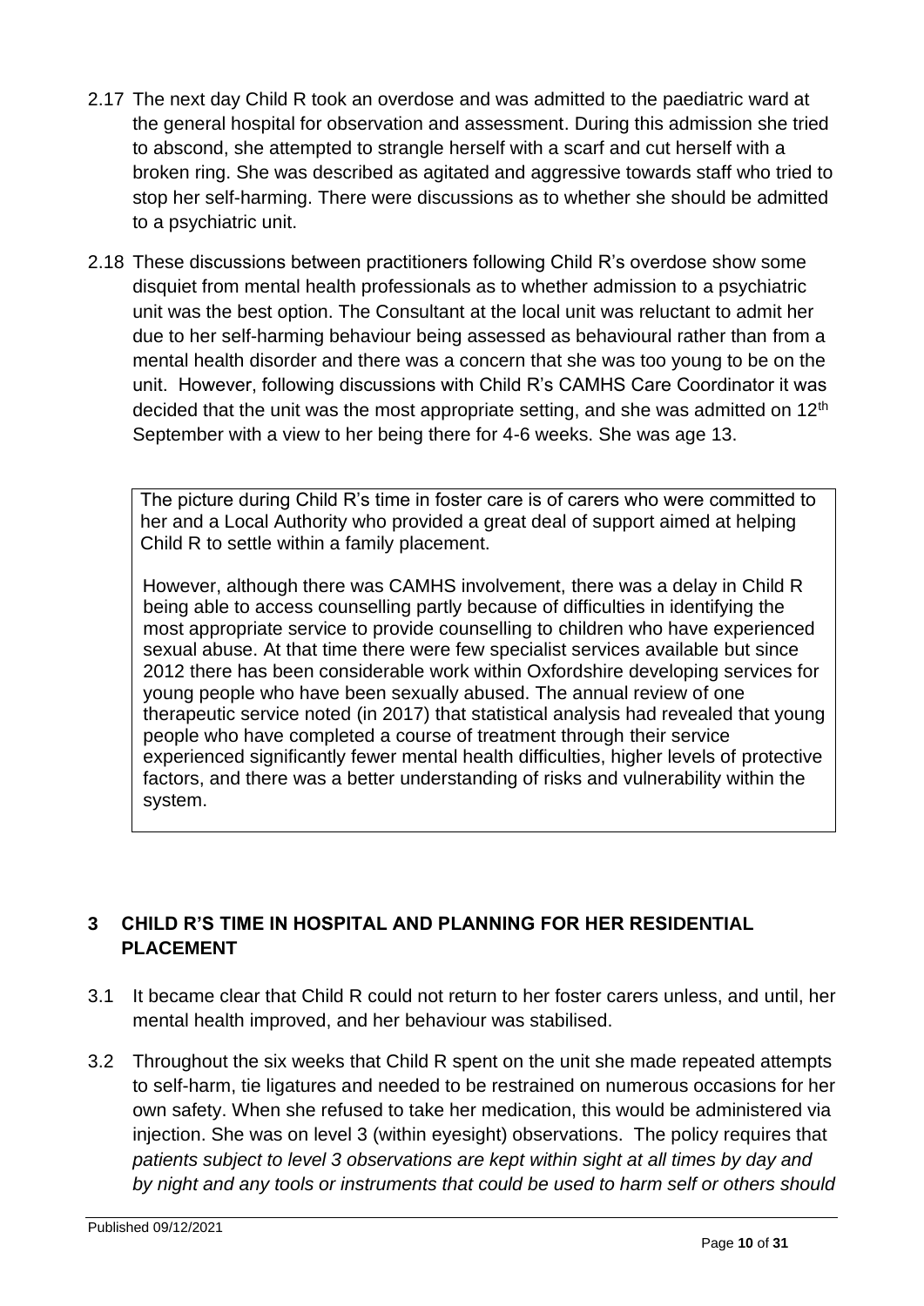2.17 The next day Child R took an overdose and was admitted to the paediatric ward at the general hospital for observation and assessment. During this admission she tried to abscond, she attempted to strangle herself with a scarf and cut herself with a broken ring. She was described as agitated and aggressive towards staff who tried to stop her self-harming. There were discussions as to whether she should be admitted to a psychiatric unit.

2.18 These discussions between practitioners following Child R's overdose show some disquiet from mental health professionals as to whether admission to a psychiatric unit was the best option. The Consultant at the local unit was reluctant to admit her due to her self-harming behaviour being assessed as behavioural rather than from a mental health disorder and there was a concern that she was too young to be on the unit. However, following discussions with Child R's CAMHS Care Coordinator it was decided that the unit was the most appropriate setting, and she was admitted on 12th September with a view to her being there for 4-6 weeks. She was age 13.

> The picture during Child R's time in foster care is of carers who were committed to her and a Local Authority who provided a great deal of support aimed at helping Child R to settle within a family placement.
>
> However, although there was CAMHS involvement, there was a delay in Child R being able to access counselling partly because of difficulties in identifying the most appropriate service to provide counselling to children who have experienced sexual abuse. At that time there were few specialist services available but since 2012 there has been considerable work within Oxfordshire developing services for young people who have been sexually abused. The annual review of one therapeutic service noted (in 2017) that statistical analysis had revealed that young people who have completed a course of treatment through their service experienced significantly fewer mental health difficulties, higher levels of protective factors, and there was a better understanding of risks and vulnerability within the system.

## 3 CHILD R'S TIME IN HOSPITAL AND PLANNING FOR HER RESIDENTIAL PLACEMENT

3.1 It became clear that Child R could not return to her foster carers unless, and until, her mental health improved, and her behaviour was stabilised.

3.2 Throughout the six weeks that Child R spent on the unit she made repeated attempts to self-harm, tie ligatures and needed to be restrained on numerous occasions for her own safety. When she refused to take her medication, this would be administered via injection. She was on level 3 (within eyesight) observations. The policy requires that *patients subject to level 3 observations are kept within sight at all times by day and by night and any tools or instruments that could be used to harm self or others should*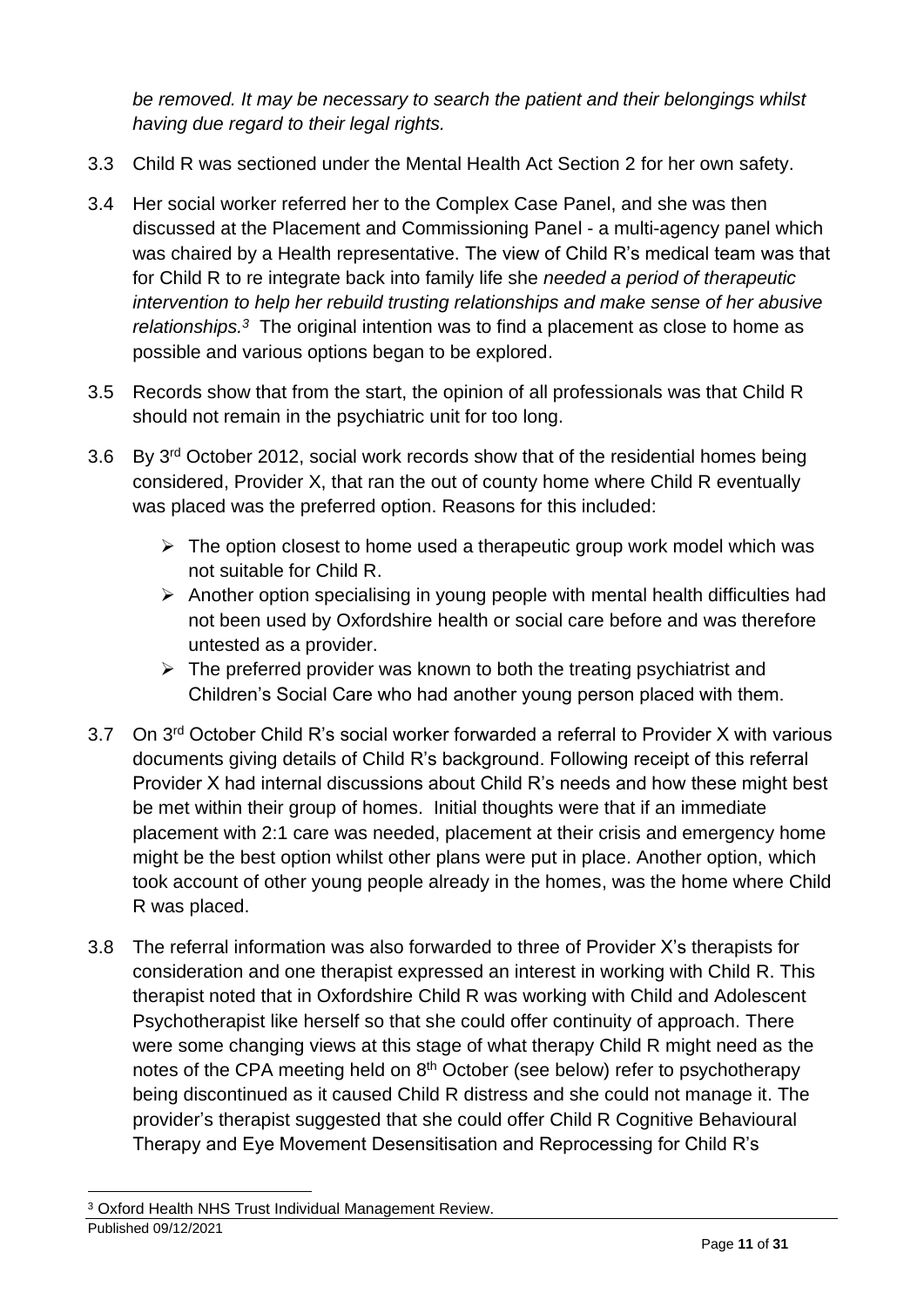*be removed. It may be necessary to search the patient and their belongings whilst having due regard to their legal rights.*

3.3 Child R was sectioned under the Mental Health Act Section 2 for her own safety.

3.4 Her social worker referred her to the Complex Case Panel, and she was then discussed at the Placement and Commissioning Panel - a multi-agency panel which was chaired by a Health representative. The view of Child R's medical team was that for Child R to re integrate back into family life she *needed a period of therapeutic intervention to help her rebuild trusting relationships and make sense of her abusive relationships.*[3] The original intention was to find a placement as close to home as possible and various options began to be explored.

3.5 Records show that from the start, the opinion of all professionals was that Child R should not remain in the psychiatric unit for too long.

3.6 By 3rd October 2012, social work records show that of the residential homes being considered, Provider X, that ran the out of county home where Child R eventually was placed was the preferred option. Reasons for this included:

- The option closest to home used a therapeutic group work model which was not suitable for Child R.
- Another option specialising in young people with mental health difficulties had not been used by Oxfordshire health or social care before and was therefore untested as a provider.
- The preferred provider was known to both the treating psychiatrist and Children's Social Care who had another young person placed with them.

3.7 On 3rd October Child R's social worker forwarded a referral to Provider X with various documents giving details of Child R's background. Following receipt of this referral Provider X had internal discussions about Child R's needs and how these might best be met within their group of homes. Initial thoughts were that if an immediate placement with 2:1 care was needed, placement at their crisis and emergency home might be the best option whilst other plans were put in place. Another option, which took account of other young people already in the homes, was the home where Child R was placed.

3.8 The referral information was also forwarded to three of Provider X's therapists for consideration and one therapist expressed an interest in working with Child R. This therapist noted that in Oxfordshire Child R was working with Child and Adolescent Psychotherapist like herself so that she could offer continuity of approach. There were some changing views at this stage of what therapy Child R might need as the notes of the CPA meeting held on 8th October (see below) refer to psychotherapy being discontinued as it caused Child R distress and she could not manage it. The provider's therapist suggested that she could offer Child R Cognitive Behavioural Therapy and Eye Movement Desensitisation and Reprocessing for Child R's

[3] Oxford Health NHS Trust Individual Management Review.

Published 09/12/2021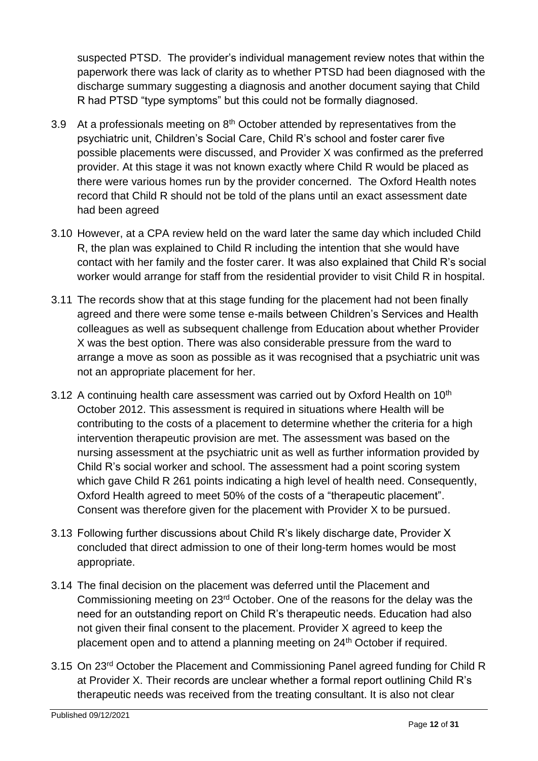suspected PTSD. The provider's individual management review notes that within the paperwork there was lack of clarity as to whether PTSD had been diagnosed with the discharge summary suggesting a diagnosis and another document saying that Child R had PTSD "type symptoms" but this could not be formally diagnosed.

3.9 At a professionals meeting on 8th October attended by representatives from the psychiatric unit, Children's Social Care, Child R's school and foster carer five possible placements were discussed, and Provider X was confirmed as the preferred provider. At this stage it was not known exactly where Child R would be placed as there were various homes run by the provider concerned. The Oxford Health notes record that Child R should not be told of the plans until an exact assessment date had been agreed

3.10 However, at a CPA review held on the ward later the same day which included Child R, the plan was explained to Child R including the intention that she would have contact with her family and the foster carer. It was also explained that Child R's social worker would arrange for staff from the residential provider to visit Child R in hospital.

3.11 The records show that at this stage funding for the placement had not been finally agreed and there were some tense e-mails between Children's Services and Health colleagues as well as subsequent challenge from Education about whether Provider X was the best option. There was also considerable pressure from the ward to arrange a move as soon as possible as it was recognised that a psychiatric unit was not an appropriate placement for her.

3.12 A continuing health care assessment was carried out by Oxford Health on 10th October 2012. This assessment is required in situations where Health will be contributing to the costs of a placement to determine whether the criteria for a high intervention therapeutic provision are met. The assessment was based on the nursing assessment at the psychiatric unit as well as further information provided by Child R's social worker and school. The assessment had a point scoring system which gave Child R 261 points indicating a high level of health need. Consequently, Oxford Health agreed to meet 50% of the costs of a "therapeutic placement". Consent was therefore given for the placement with Provider X to be pursued.

3.13 Following further discussions about Child R's likely discharge date, Provider X concluded that direct admission to one of their long-term homes would be most appropriate.

3.14 The final decision on the placement was deferred until the Placement and Commissioning meeting on 23rd October. One of the reasons for the delay was the need for an outstanding report on Child R's therapeutic needs. Education had also not given their final consent to the placement. Provider X agreed to keep the placement open and to attend a planning meeting on 24th October if required.

3.15 On 23rd October the Placement and Commissioning Panel agreed funding for Child R at Provider X. Their records are unclear whether a formal report outlining Child R's therapeutic needs was received from the treating consultant. It is also not clear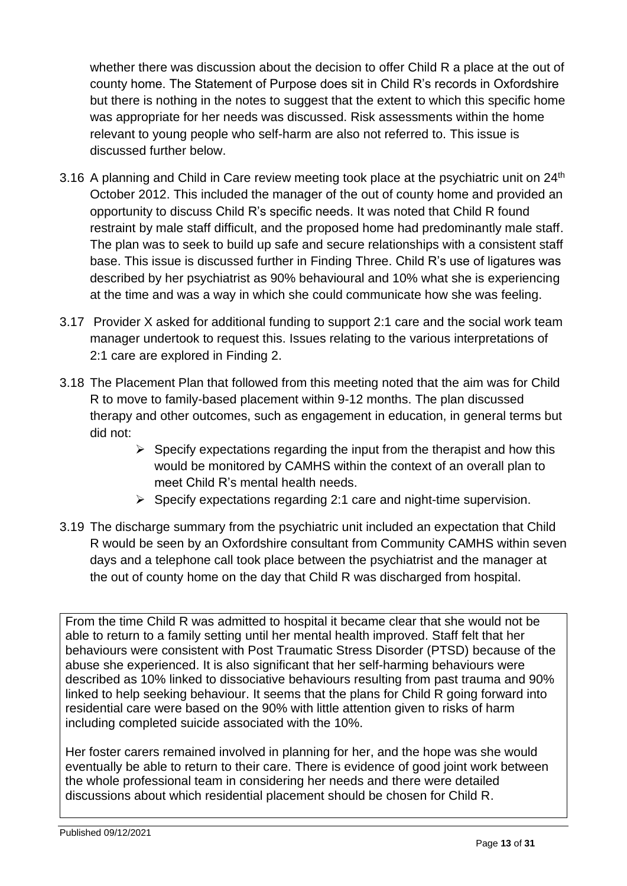whether there was discussion about the decision to offer Child R a place at the out of county home. The Statement of Purpose does sit in Child R's records in Oxfordshire but there is nothing in the notes to suggest that the extent to which this specific home was appropriate for her needs was discussed. Risk assessments within the home relevant to young people who self-harm are also not referred to. This issue is discussed further below.

3.16 A planning and Child in Care review meeting took place at the psychiatric unit on 24th October 2012. This included the manager of the out of county home and provided an opportunity to discuss Child R's specific needs. It was noted that Child R found restraint by male staff difficult, and the proposed home had predominantly male staff. The plan was to seek to build up safe and secure relationships with a consistent staff base. This issue is discussed further in Finding Three. Child R's use of ligatures was described by her psychiatrist as 90% behavioural and 10% what she is experiencing at the time and was a way in which she could communicate how she was feeling.

3.17 Provider X asked for additional funding to support 2:1 care and the social work team manager undertook to request this. Issues relating to the various interpretations of 2:1 care are explored in Finding 2.

3.18 The Placement Plan that followed from this meeting noted that the aim was for Child R to move to family-based placement within 9-12 months. The plan discussed therapy and other outcomes, such as engagement in education, in general terms but did not:

- Specify expectations regarding the input from the therapist and how this would be monitored by CAMHS within the context of an overall plan to meet Child R's mental health needs.
- Specify expectations regarding 2:1 care and night-time supervision.

3.19 The discharge summary from the psychiatric unit included an expectation that Child R would be seen by an Oxfordshire consultant from Community CAMHS within seven days and a telephone call took place between the psychiatrist and the manager at the out of county home on the day that Child R was discharged from hospital.

From the time Child R was admitted to hospital it became clear that she would not be able to return to a family setting until her mental health improved. Staff felt that her behaviours were consistent with Post Traumatic Stress Disorder (PTSD) because of the abuse she experienced. It is also significant that her self-harming behaviours were described as 10% linked to dissociative behaviours resulting from past trauma and 90% linked to help seeking behaviour. It seems that the plans for Child R going forward into residential care were based on the 90% with little attention given to risks of harm including completed suicide associated with the 10%.

Her foster carers remained involved in planning for her, and the hope was she would eventually be able to return to their care. There is evidence of good joint work between the whole professional team in considering her needs and there were detailed discussions about which residential placement should be chosen for Child R.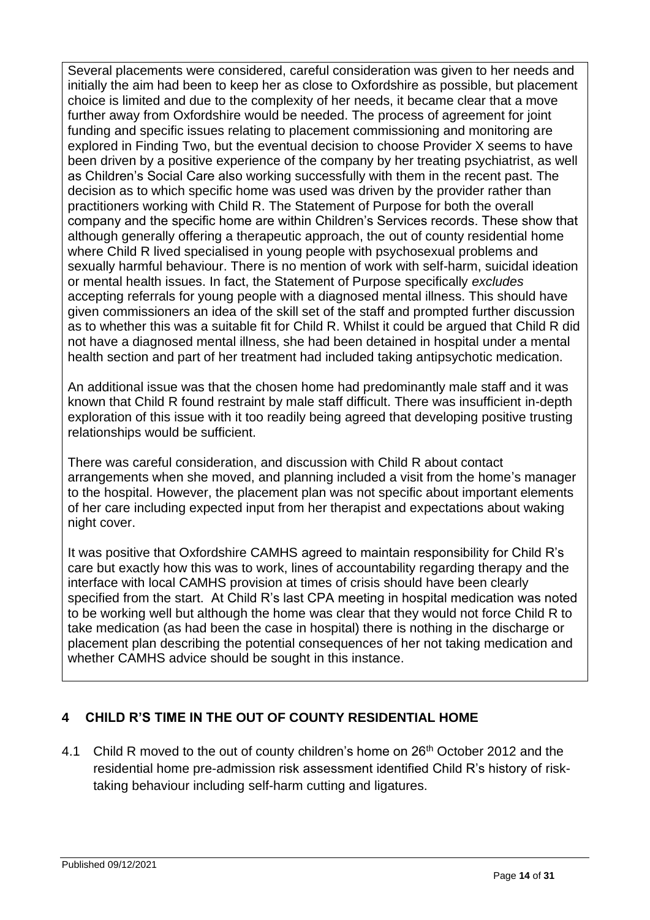Several placements were considered, careful consideration was given to her needs and initially the aim had been to keep her as close to Oxfordshire as possible, but placement choice is limited and due to the complexity of her needs, it became clear that a move further away from Oxfordshire would be needed. The process of agreement for joint funding and specific issues relating to placement commissioning and monitoring are explored in Finding Two, but the eventual decision to choose Provider X seems to have been driven by a positive experience of the company by her treating psychiatrist, as well as Children's Social Care also working successfully with them in the recent past. The decision as to which specific home was used was driven by the provider rather than practitioners working with Child R. The Statement of Purpose for both the overall company and the specific home are within Children's Services records. These show that although generally offering a therapeutic approach, the out of county residential home where Child R lived specialised in young people with psychosexual problems and sexually harmful behaviour. There is no mention of work with self-harm, suicidal ideation or mental health issues. In fact, the Statement of Purpose specifically *excludes* accepting referrals for young people with a diagnosed mental illness. This should have given commissioners an idea of the skill set of the staff and prompted further discussion as to whether this was a suitable fit for Child R. Whilst it could be argued that Child R did not have a diagnosed mental illness, she had been detained in hospital under a mental health section and part of her treatment had included taking antipsychotic medication.

An additional issue was that the chosen home had predominantly male staff and it was known that Child R found restraint by male staff difficult. There was insufficient in-depth exploration of this issue with it too readily being agreed that developing positive trusting relationships would be sufficient.

There was careful consideration, and discussion with Child R about contact arrangements when she moved, and planning included a visit from the home's manager to the hospital. However, the placement plan was not specific about important elements of her care including expected input from her therapist and expectations about waking night cover.

It was positive that Oxfordshire CAMHS agreed to maintain responsibility for Child R's care but exactly how this was to work, lines of accountability regarding therapy and the interface with local CAMHS provision at times of crisis should have been clearly specified from the start. At Child R's last CPA meeting in hospital medication was noted to be working well but although the home was clear that they would not force Child R to take medication (as had been the case in hospital) there is nothing in the discharge or placement plan describing the potential consequences of her not taking medication and whether CAMHS advice should be sought in this instance.

## 4 CHILD R'S TIME IN THE OUT OF COUNTY RESIDENTIAL HOME

4.1 Child R moved to the out of county children's home on 26th October 2012 and the residential home pre-admission risk assessment identified Child R's history of risk-taking behaviour including self-harm cutting and ligatures.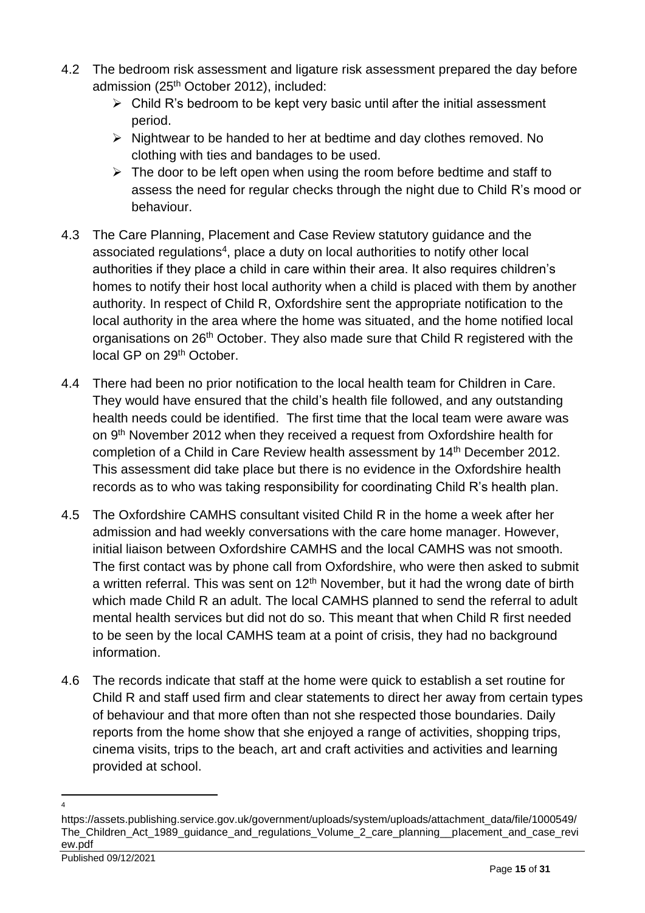4.2 The bedroom risk assessment and ligature risk assessment prepared the day before admission (25th October 2012), included:

- Child R's bedroom to be kept very basic until after the initial assessment period.
- Nightwear to be handed to her at bedtime and day clothes removed. No clothing with ties and bandages to be used.
- The door to be left open when using the room before bedtime and staff to assess the need for regular checks through the night due to Child R's mood or behaviour.

4.3 The Care Planning, Placement and Case Review statutory guidance and the associated regulations[4], place a duty on local authorities to notify other local authorities if they place a child in care within their area. It also requires children's homes to notify their host local authority when a child is placed with them by another authority. In respect of Child R, Oxfordshire sent the appropriate notification to the local authority in the area where the home was situated, and the home notified local organisations on 26th October. They also made sure that Child R registered with the local GP on 29th October.

4.4 There had been no prior notification to the local health team for Children in Care. They would have ensured that the child's health file followed, and any outstanding health needs could be identified. The first time that the local team were aware was on 9th November 2012 when they received a request from Oxfordshire health for completion of a Child in Care Review health assessment by 14th December 2012. This assessment did take place but there is no evidence in the Oxfordshire health records as to who was taking responsibility for coordinating Child R's health plan.

4.5 The Oxfordshire CAMHS consultant visited Child R in the home a week after her admission and had weekly conversations with the care home manager. However, initial liaison between Oxfordshire CAMHS and the local CAMHS was not smooth. The first contact was by phone call from Oxfordshire, who were then asked to submit a written referral. This was sent on 12th November, but it had the wrong date of birth which made Child R an adult. The local CAMHS planned to send the referral to adult mental health services but did not do so. This meant that when Child R first needed to be seen by the local CAMHS team at a point of crisis, they had no background information.

4.6 The records indicate that staff at the home were quick to establish a set routine for Child R and staff used firm and clear statements to direct her away from certain types of behaviour and that more often than not she respected those boundaries. Daily reports from the home show that she enjoyed a range of activities, shopping trips, cinema visits, trips to the beach, art and craft activities and activities and learning provided at school.

---

[4] https://assets.publishing.service.gov.uk/government/uploads/system/uploads/attachment_data/file/1000549/The_Children_Act_1989_guidance_and_regulations_Volume_2_care_planning__placement_and_case_review.pdf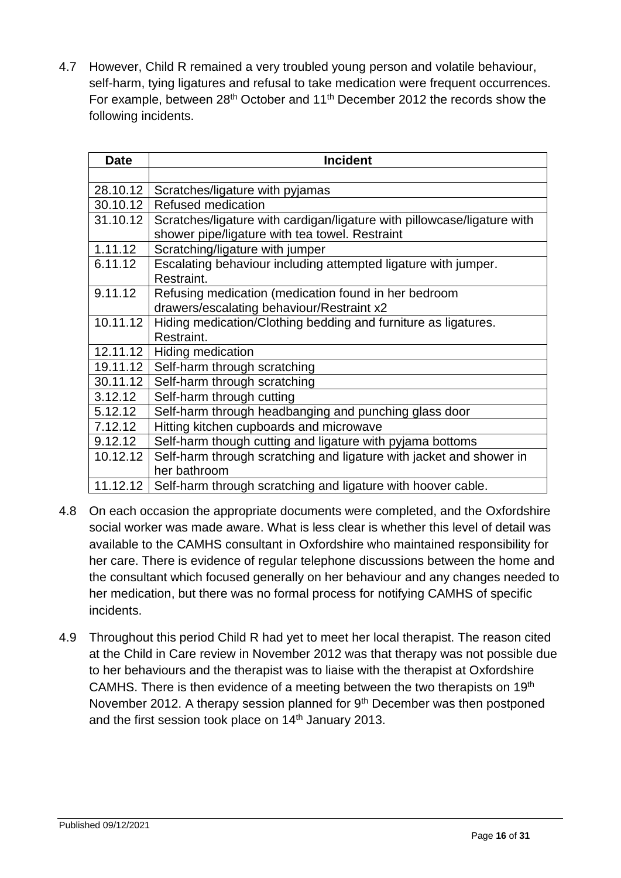4.7 However, Child R remained a very troubled young person and volatile behaviour, self-harm, tying ligatures and refusal to take medication were frequent occurrences. For example, between 28th October and 11th December 2012 the records show the following incidents.

| Date | Incident |
|---|---|
| | |
| 28.10.12 | Scratches/ligature with pyjamas |
| 30.10.12 | Refused medication |
| 31.10.12 | Scratches/ligature with cardigan/ligature with pillowcase/ligature with shower pipe/ligature with tea towel. Restraint |
| 1.11.12 | Scratching/ligature with jumper |
| 6.11.12 | Escalating behaviour including attempted ligature with jumper. Restraint. |
| 9.11.12 | Refusing medication (medication found in her bedroom drawers/escalating behaviour/Restraint x2 |
| 10.11.12 | Hiding medication/Clothing bedding and furniture as ligatures. Restraint. |
| 12.11.12 | Hiding medication |
| 19.11.12 | Self-harm through scratching |
| 30.11.12 | Self-harm through scratching |
| 3.12.12 | Self-harm through cutting |
| 5.12.12 | Self-harm through headbanging and punching glass door |
| 7.12.12 | Hitting kitchen cupboards and microwave |
| 9.12.12 | Self-harm though cutting and ligature with pyjama bottoms |
| 10.12.12 | Self-harm through scratching and ligature with jacket and shower in her bathroom |
| 11.12.12 | Self-harm through scratching and ligature with hoover cable. |

4.8 On each occasion the appropriate documents were completed, and the Oxfordshire social worker was made aware. What is less clear is whether this level of detail was available to the CAMHS consultant in Oxfordshire who maintained responsibility for her care. There is evidence of regular telephone discussions between the home and the consultant which focused generally on her behaviour and any changes needed to her medication, but there was no formal process for notifying CAMHS of specific incidents.

4.9 Throughout this period Child R had yet to meet her local therapist. The reason cited at the Child in Care review in November 2012 was that therapy was not possible due to her behaviours and the therapist was to liaise with the therapist at Oxfordshire CAMHS. There is then evidence of a meeting between the two therapists on 19th November 2012. A therapy session planned for 9th December was then postponed and the first session took place on 14th January 2013.

Published 09/12/2021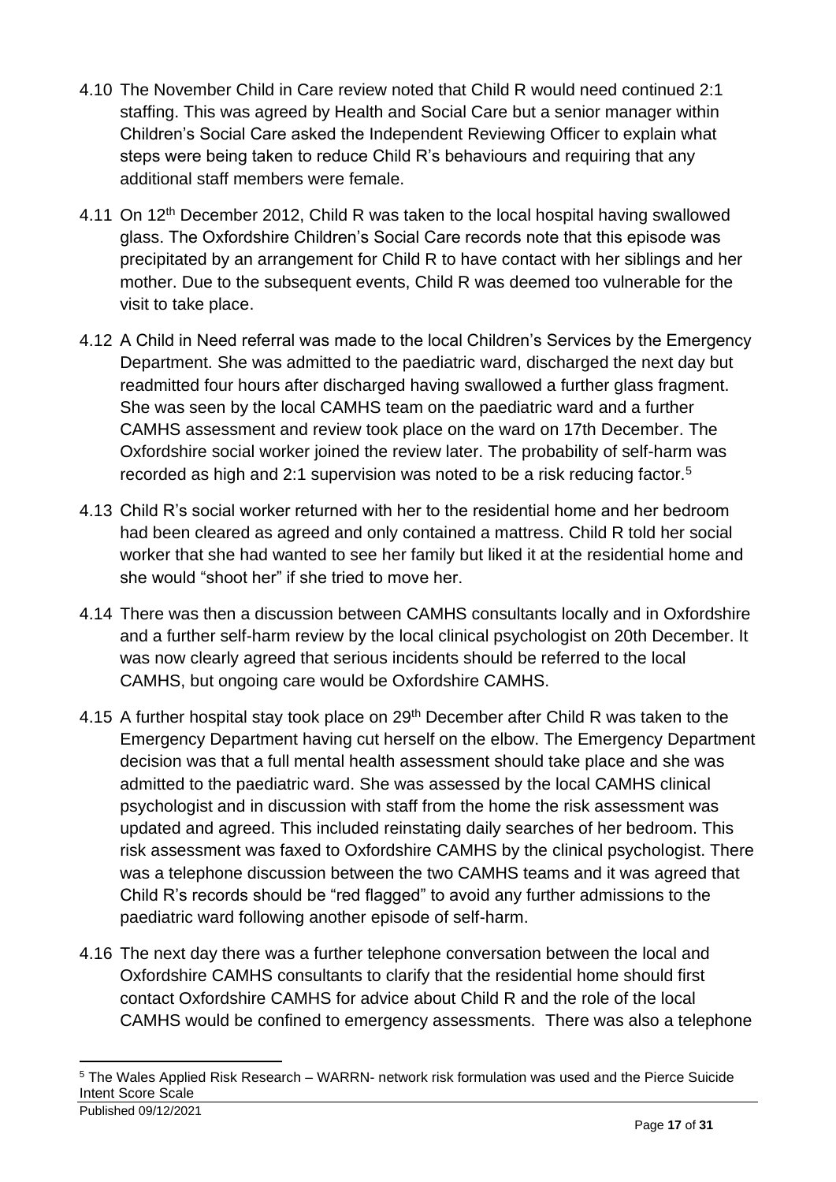4.10 The November Child in Care review noted that Child R would need continued 2:1 staffing. This was agreed by Health and Social Care but a senior manager within Children's Social Care asked the Independent Reviewing Officer to explain what steps were being taken to reduce Child R's behaviours and requiring that any additional staff members were female.

4.11 On 12th December 2012, Child R was taken to the local hospital having swallowed glass. The Oxfordshire Children's Social Care records note that this episode was precipitated by an arrangement for Child R to have contact with her siblings and her mother. Due to the subsequent events, Child R was deemed too vulnerable for the visit to take place.

4.12 A Child in Need referral was made to the local Children's Services by the Emergency Department. She was admitted to the paediatric ward, discharged the next day but readmitted four hours after discharged having swallowed a further glass fragment. She was seen by the local CAMHS team on the paediatric ward and a further CAMHS assessment and review took place on the ward on 17th December. The Oxfordshire social worker joined the review later. The probability of self-harm was recorded as high and 2:1 supervision was noted to be a risk reducing factor.[5]

4.13 Child R's social worker returned with her to the residential home and her bedroom had been cleared as agreed and only contained a mattress. Child R told her social worker that she had wanted to see her family but liked it at the residential home and she would "shoot her" if she tried to move her.

4.14 There was then a discussion between CAMHS consultants locally and in Oxfordshire and a further self-harm review by the local clinical psychologist on 20th December. It was now clearly agreed that serious incidents should be referred to the local CAMHS, but ongoing care would be Oxfordshire CAMHS.

4.15 A further hospital stay took place on 29th December after Child R was taken to the Emergency Department having cut herself on the elbow. The Emergency Department decision was that a full mental health assessment should take place and she was admitted to the paediatric ward. She was assessed by the local CAMHS clinical psychologist and in discussion with staff from the home the risk assessment was updated and agreed. This included reinstating daily searches of her bedroom. This risk assessment was faxed to Oxfordshire CAMHS by the clinical psychologist. There was a telephone discussion between the two CAMHS teams and it was agreed that Child R's records should be "red flagged" to avoid any further admissions to the paediatric ward following another episode of self-harm.

4.16 The next day there was a further telephone conversation between the local and Oxfordshire CAMHS consultants to clarify that the residential home should first contact Oxfordshire CAMHS for advice about Child R and the role of the local CAMHS would be confined to emergency assessments. There was also a telephone

---

[5] The Wales Applied Risk Research – WARRN- network risk formulation was used and the Pierce Suicide Intent Score Scale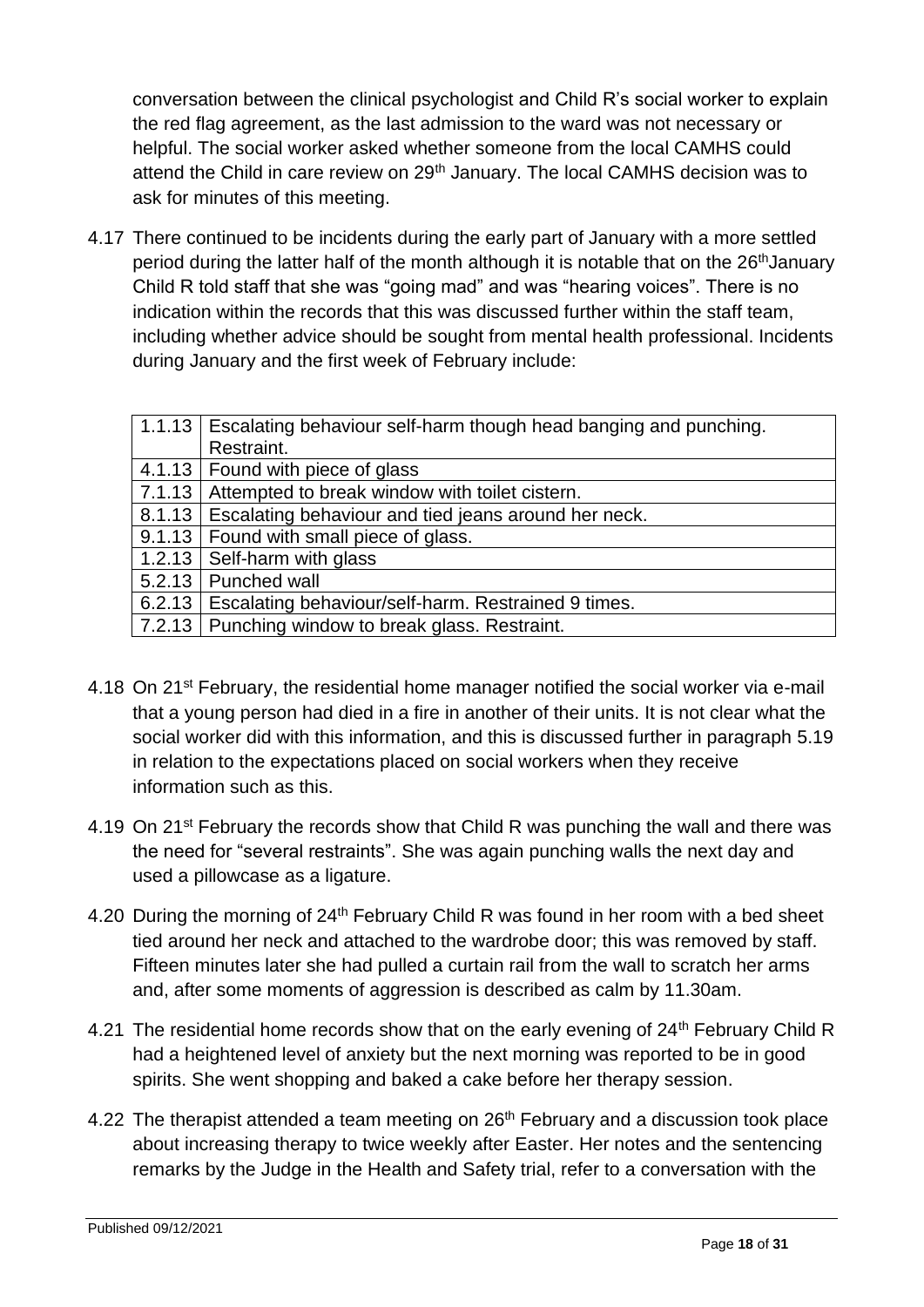conversation between the clinical psychologist and Child R's social worker to explain the red flag agreement, as the last admission to the ward was not necessary or helpful. The social worker asked whether someone from the local CAMHS could attend the Child in care review on 29th January. The local CAMHS decision was to ask for minutes of this meeting.

4.17 There continued to be incidents during the early part of January with a more settled period during the latter half of the month although it is notable that on the 26th January Child R told staff that she was "going mad" and was "hearing voices". There is no indication within the records that this was discussed further within the staff team, including whether advice should be sought from mental health professional. Incidents during January and the first week of February include:

| | |
|---|---|
| 1.1.13 | Escalating behaviour self-harm though head banging and punching. Restraint. |
| 4.1.13 | Found with piece of glass |
| 7.1.13 | Attempted to break window with toilet cistern. |
| 8.1.13 | Escalating behaviour and tied jeans around her neck. |
| 9.1.13 | Found with small piece of glass. |
| 1.2.13 | Self-harm with glass |
| 5.2.13 | Punched wall |
| 6.2.13 | Escalating behaviour/self-harm. Restrained 9 times. |
| 7.2.13 | Punching window to break glass. Restraint. |

4.18 On 21st February, the residential home manager notified the social worker via e-mail that a young person had died in a fire in another of their units. It is not clear what the social worker did with this information, and this is discussed further in paragraph 5.19 in relation to the expectations placed on social workers when they receive information such as this.

4.19 On 21st February the records show that Child R was punching the wall and there was the need for "several restraints". She was again punching walls the next day and used a pillowcase as a ligature.

4.20 During the morning of 24th February Child R was found in her room with a bed sheet tied around her neck and attached to the wardrobe door; this was removed by staff. Fifteen minutes later she had pulled a curtain rail from the wall to scratch her arms and, after some moments of aggression is described as calm by 11.30am.

4.21 The residential home records show that on the early evening of 24th February Child R had a heightened level of anxiety but the next morning was reported to be in good spirits. She went shopping and baked a cake before her therapy session.

4.22 The therapist attended a team meeting on 26th February and a discussion took place about increasing therapy to twice weekly after Easter. Her notes and the sentencing remarks by the Judge in the Health and Safety trial, refer to a conversation with the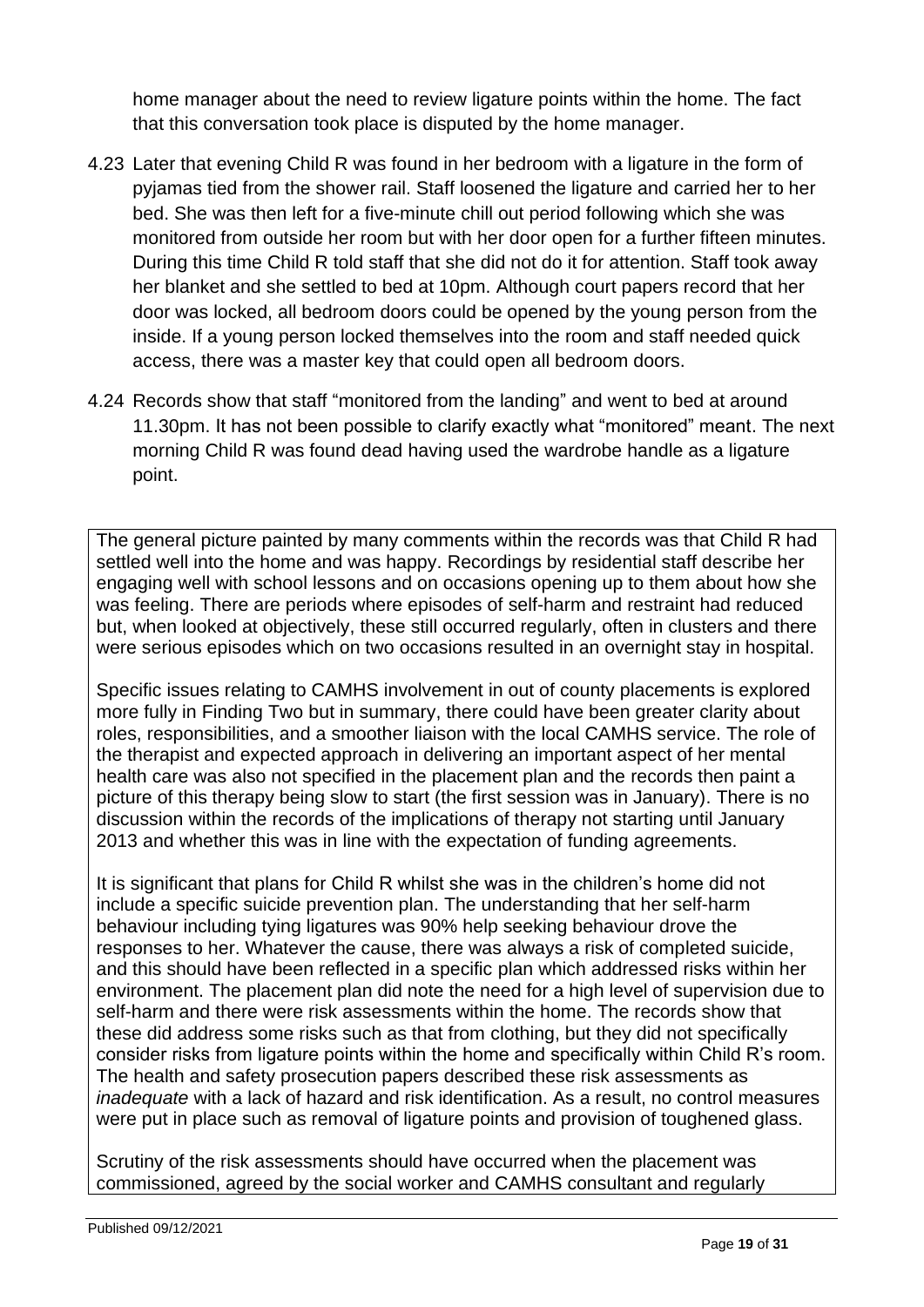home manager about the need to review ligature points within the home. The fact that this conversation took place is disputed by the home manager.

4.23 Later that evening Child R was found in her bedroom with a ligature in the form of pyjamas tied from the shower rail. Staff loosened the ligature and carried her to her bed. She was then left for a five-minute chill out period following which she was monitored from outside her room but with her door open for a further fifteen minutes. During this time Child R told staff that she did not do it for attention. Staff took away her blanket and she settled to bed at 10pm. Although court papers record that her door was locked, all bedroom doors could be opened by the young person from the inside. If a young person locked themselves into the room and staff needed quick access, there was a master key that could open all bedroom doors.

4.24 Records show that staff "monitored from the landing" and went to bed at around 11.30pm. It has not been possible to clarify exactly what "monitored" meant. The next morning Child R was found dead having used the wardrobe handle as a ligature point.

The general picture painted by many comments within the records was that Child R had settled well into the home and was happy. Recordings by residential staff describe her engaging well with school lessons and on occasions opening up to them about how she was feeling. There are periods where episodes of self-harm and restraint had reduced but, when looked at objectively, these still occurred regularly, often in clusters and there were serious episodes which on two occasions resulted in an overnight stay in hospital.

Specific issues relating to CAMHS involvement in out of county placements is explored more fully in Finding Two but in summary, there could have been greater clarity about roles, responsibilities, and a smoother liaison with the local CAMHS service. The role of the therapist and expected approach in delivering an important aspect of her mental health care was also not specified in the placement plan and the records then paint a picture of this therapy being slow to start (the first session was in January). There is no discussion within the records of the implications of therapy not starting until January 2013 and whether this was in line with the expectation of funding agreements.

It is significant that plans for Child R whilst she was in the children's home did not include a specific suicide prevention plan. The understanding that her self-harm behaviour including tying ligatures was 90% help seeking behaviour drove the responses to her. Whatever the cause, there was always a risk of completed suicide, and this should have been reflected in a specific plan which addressed risks within her environment. The placement plan did note the need for a high level of supervision due to self-harm and there were risk assessments within the home. The records show that these did address some risks such as that from clothing, but they did not specifically consider risks from ligature points within the home and specifically within Child R's room. The health and safety prosecution papers described these risk assessments as *inadequate* with a lack of hazard and risk identification. As a result, no control measures were put in place such as removal of ligature points and provision of toughened glass.

Scrutiny of the risk assessments should have occurred when the placement was commissioned, agreed by the social worker and CAMHS consultant and regularly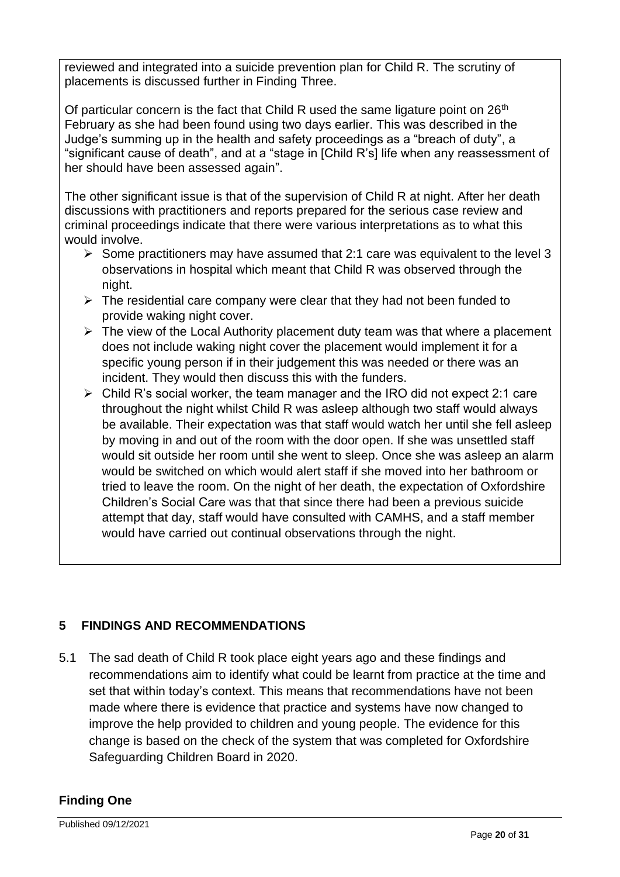reviewed and integrated into a suicide prevention plan for Child R. The scrutiny of placements is discussed further in Finding Three.

Of particular concern is the fact that Child R used the same ligature point on 26th February as she had been found using two days earlier. This was described in the Judge's summing up in the health and safety proceedings as a "breach of duty", a "significant cause of death", and at a "stage in [Child R's] life when any reassessment of her should have been assessed again".

The other significant issue is that of the supervision of Child R at night. After her death discussions with practitioners and reports prepared for the serious case review and criminal proceedings indicate that there were various interpretations as to what this would involve.

- Some practitioners may have assumed that 2:1 care was equivalent to the level 3 observations in hospital which meant that Child R was observed through the night.
- The residential care company were clear that they had not been funded to provide waking night cover.
- The view of the Local Authority placement duty team was that where a placement does not include waking night cover the placement would implement it for a specific young person if in their judgement this was needed or there was an incident. They would then discuss this with the funders.
- Child R's social worker, the team manager and the IRO did not expect 2:1 care throughout the night whilst Child R was asleep although two staff would always be available. Their expectation was that staff would watch her until she fell asleep by moving in and out of the room with the door open. If she was unsettled staff would sit outside her room until she went to sleep. Once she was asleep an alarm would be switched on which would alert staff if she moved into her bathroom or tried to leave the room. On the night of her death, the expectation of Oxfordshire Children's Social Care was that that since there had been a previous suicide attempt that day, staff would have consulted with CAMHS, and a staff member would have carried out continual observations through the night.

## 5 FINDINGS AND RECOMMENDATIONS

5.1 The sad death of Child R took place eight years ago and these findings and recommendations aim to identify what could be learnt from practice at the time and set that within today's context. This means that recommendations have not been made where there is evidence that practice and systems have now changed to improve the help provided to children and young people. The evidence for this change is based on the check of the system that was completed for Oxfordshire Safeguarding Children Board in 2020.

### Finding One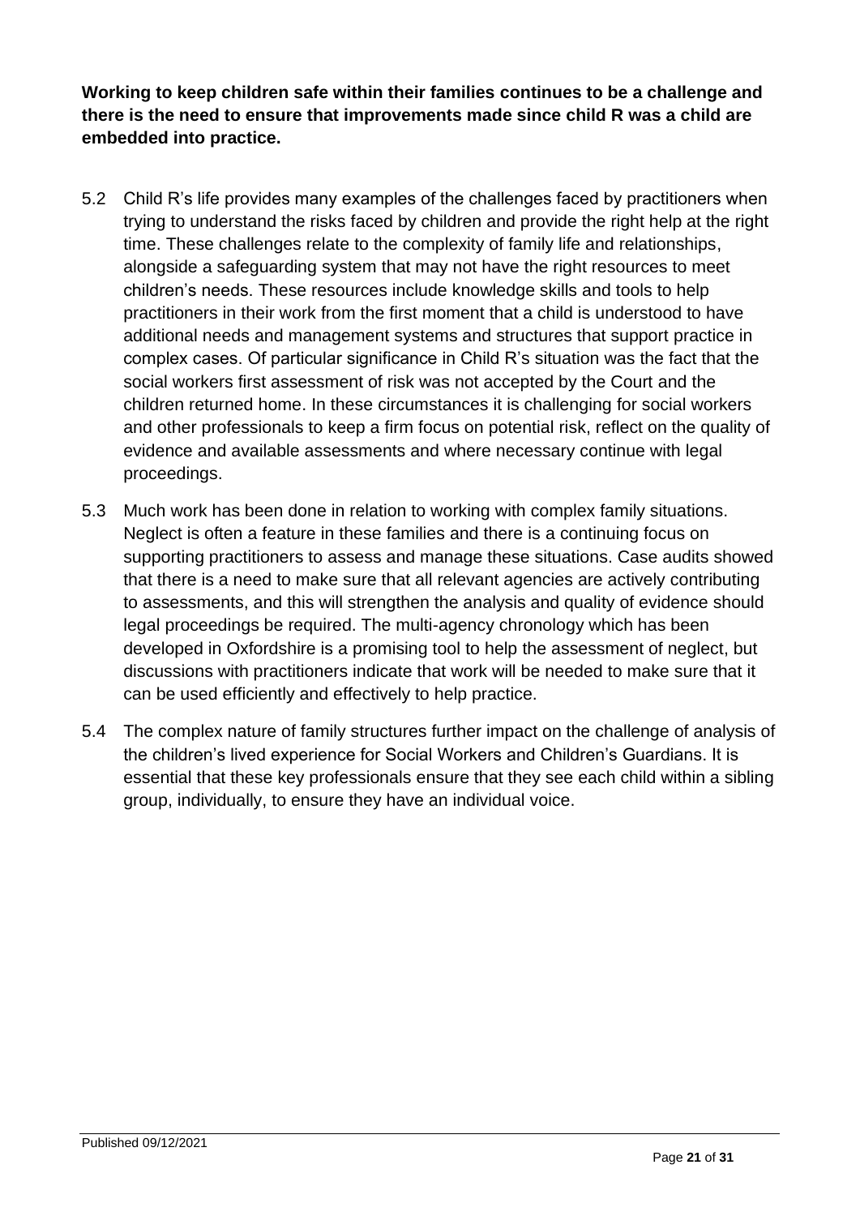**Working to keep children safe within their families continues to be a challenge and there is the need to ensure that improvements made since child R was a child are embedded into practice.**

5.2 Child R's life provides many examples of the challenges faced by practitioners when trying to understand the risks faced by children and provide the right help at the right time. These challenges relate to the complexity of family life and relationships, alongside a safeguarding system that may not have the right resources to meet children's needs. These resources include knowledge skills and tools to help practitioners in their work from the first moment that a child is understood to have additional needs and management systems and structures that support practice in complex cases. Of particular significance in Child R's situation was the fact that the social workers first assessment of risk was not accepted by the Court and the children returned home. In these circumstances it is challenging for social workers and other professionals to keep a firm focus on potential risk, reflect on the quality of evidence and available assessments and where necessary continue with legal proceedings.

5.3 Much work has been done in relation to working with complex family situations. Neglect is often a feature in these families and there is a continuing focus on supporting practitioners to assess and manage these situations. Case audits showed that there is a need to make sure that all relevant agencies are actively contributing to assessments, and this will strengthen the analysis and quality of evidence should legal proceedings be required. The multi-agency chronology which has been developed in Oxfordshire is a promising tool to help the assessment of neglect, but discussions with practitioners indicate that work will be needed to make sure that it can be used efficiently and effectively to help practice.

5.4 The complex nature of family structures further impact on the challenge of analysis of the children's lived experience for Social Workers and Children's Guardians. It is essential that these key professionals ensure that they see each child within a sibling group, individually, to ensure they have an individual voice.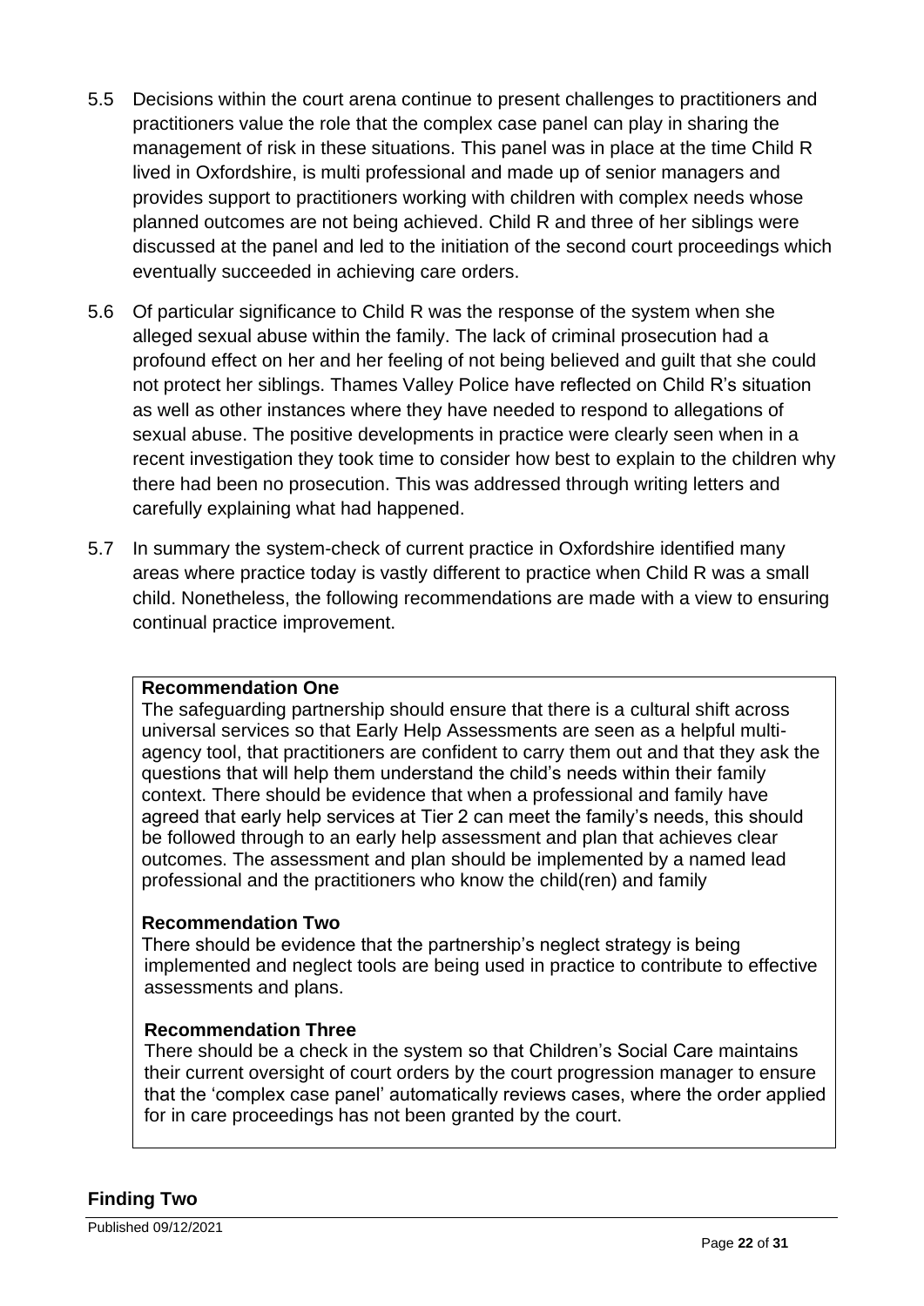5.5 Decisions within the court arena continue to present challenges to practitioners and practitioners value the role that the complex case panel can play in sharing the management of risk in these situations. This panel was in place at the time Child R lived in Oxfordshire, is multi professional and made up of senior managers and provides support to practitioners working with children with complex needs whose planned outcomes are not being achieved. Child R and three of her siblings were discussed at the panel and led to the initiation of the second court proceedings which eventually succeeded in achieving care orders.

5.6 Of particular significance to Child R was the response of the system when she alleged sexual abuse within the family. The lack of criminal prosecution had a profound effect on her and her feeling of not being believed and guilt that she could not protect her siblings. Thames Valley Police have reflected on Child R's situation as well as other instances where they have needed to respond to allegations of sexual abuse. The positive developments in practice were clearly seen when in a recent investigation they took time to consider how best to explain to the children why there had been no prosecution. This was addressed through writing letters and carefully explaining what had happened.

5.7 In summary the system-check of current practice in Oxfordshire identified many areas where practice today is vastly different to practice when Child R was a small child. Nonetheless, the following recommendations are made with a view to ensuring continual practice improvement.

**Recommendation One**

The safeguarding partnership should ensure that there is a cultural shift across universal services so that Early Help Assessments are seen as a helpful multi-agency tool, that practitioners are confident to carry them out and that they ask the questions that will help them understand the child's needs within their family context. There should be evidence that when a professional and family have agreed that early help services at Tier 2 can meet the family's needs, this should be followed through to an early help assessment and plan that achieves clear outcomes. The assessment and plan should be implemented by a named lead professional and the practitioners who know the child(ren) and family

**Recommendation Two**

There should be evidence that the partnership's neglect strategy is being implemented and neglect tools are being used in practice to contribute to effective assessments and plans.

**Recommendation Three**

There should be a check in the system so that Children's Social Care maintains their current oversight of court orders by the court progression manager to ensure that the 'complex case panel' automatically reviews cases, where the order applied for in care proceedings has not been granted by the court.

## Finding Two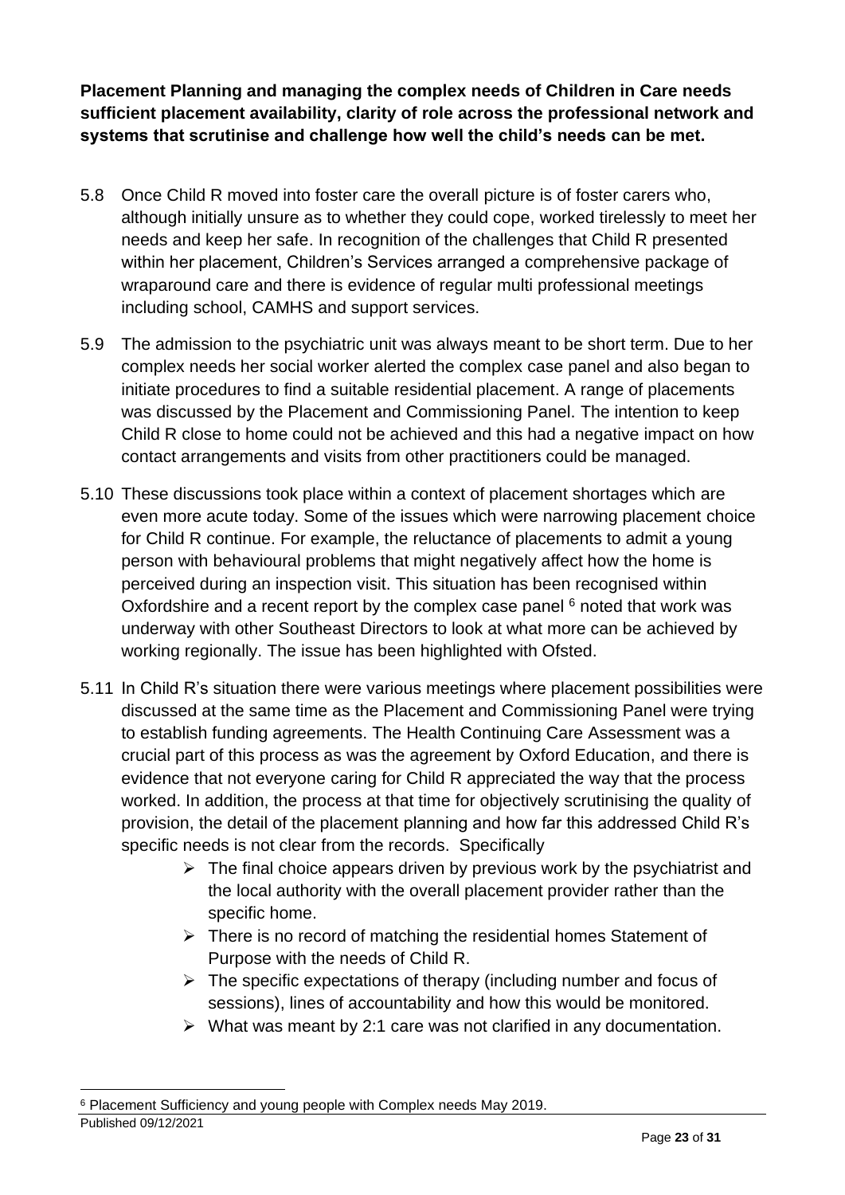**Placement Planning and managing the complex needs of Children in Care needs sufficient placement availability, clarity of role across the professional network and systems that scrutinise and challenge how well the child's needs can be met.**

5.8 Once Child R moved into foster care the overall picture is of foster carers who, although initially unsure as to whether they could cope, worked tirelessly to meet her needs and keep her safe. In recognition of the challenges that Child R presented within her placement, Children's Services arranged a comprehensive package of wraparound care and there is evidence of regular multi professional meetings including school, CAMHS and support services.

5.9 The admission to the psychiatric unit was always meant to be short term. Due to her complex needs her social worker alerted the complex case panel and also began to initiate procedures to find a suitable residential placement. A range of placements was discussed by the Placement and Commissioning Panel. The intention to keep Child R close to home could not be achieved and this had a negative impact on how contact arrangements and visits from other practitioners could be managed.

5.10 These discussions took place within a context of placement shortages which are even more acute today. Some of the issues which were narrowing placement choice for Child R continue. For example, the reluctance of placements to admit a young person with behavioural problems that might negatively affect how the home is perceived during an inspection visit. This situation has been recognised within Oxfordshire and a recent report by the complex case panel [6] noted that work was underway with other Southeast Directors to look at what more can be achieved by working regionally. The issue has been highlighted with Ofsted.

5.11 In Child R's situation there were various meetings where placement possibilities were discussed at the same time as the Placement and Commissioning Panel were trying to establish funding agreements. The Health Continuing Care Assessment was a crucial part of this process as was the agreement by Oxford Education, and there is evidence that not everyone caring for Child R appreciated the way that the process worked. In addition, the process at that time for objectively scrutinising the quality of provision, the detail of the placement planning and how far this addressed Child R's specific needs is not clear from the records. Specifically

- The final choice appears driven by previous work by the psychiatrist and the local authority with the overall placement provider rather than the specific home.
- There is no record of matching the residential homes Statement of Purpose with the needs of Child R.
- The specific expectations of therapy (including number and focus of sessions), lines of accountability and how this would be monitored.
- What was meant by 2:1 care was not clarified in any documentation.

[6] Placement Sufficiency and young people with Complex needs May 2019.

Published 09/12/2021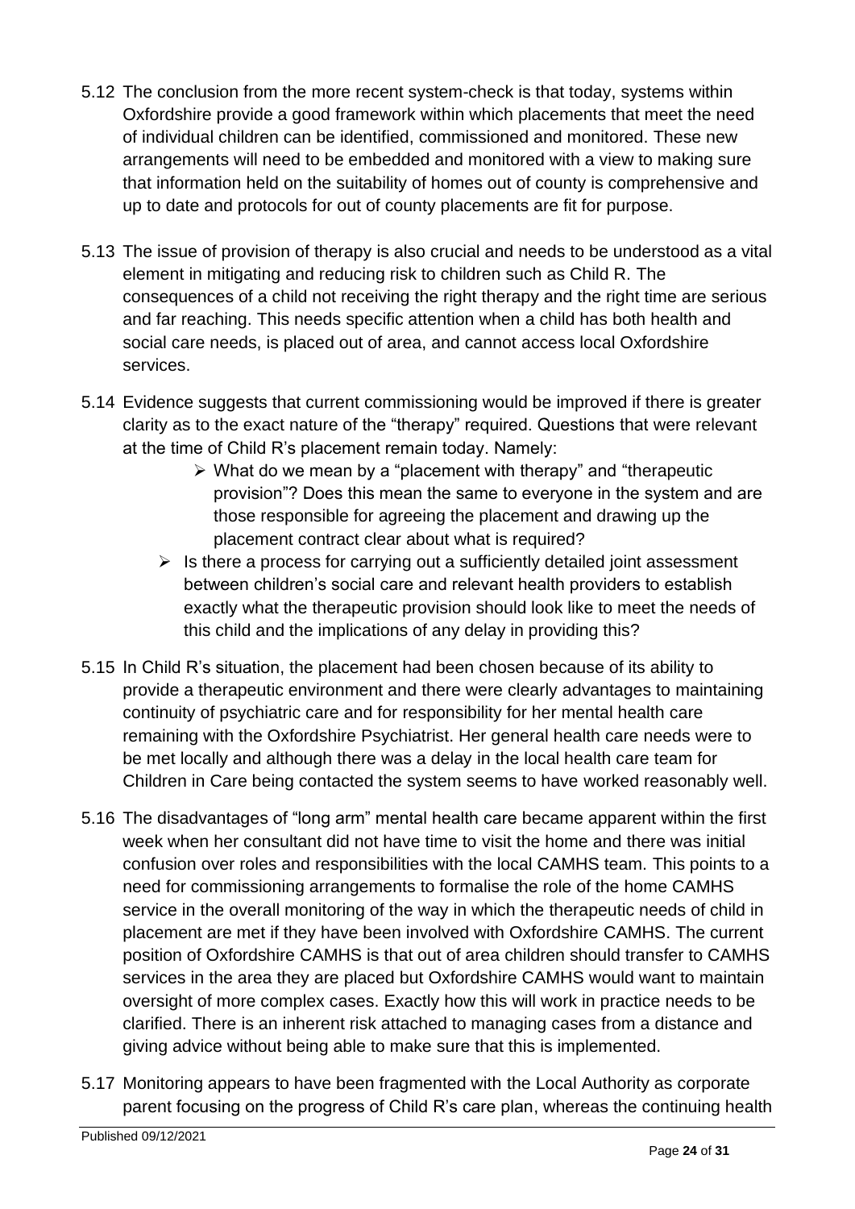5.12 The conclusion from the more recent system-check is that today, systems within Oxfordshire provide a good framework within which placements that meet the need of individual children can be identified, commissioned and monitored. These new arrangements will need to be embedded and monitored with a view to making sure that information held on the suitability of homes out of county is comprehensive and up to date and protocols for out of county placements are fit for purpose.

5.13 The issue of provision of therapy is also crucial and needs to be understood as a vital element in mitigating and reducing risk to children such as Child R. The consequences of a child not receiving the right therapy and the right time are serious and far reaching. This needs specific attention when a child has both health and social care needs, is placed out of area, and cannot access local Oxfordshire services.

5.14 Evidence suggests that current commissioning would be improved if there is greater clarity as to the exact nature of the "therapy" required. Questions that were relevant at the time of Child R's placement remain today. Namely:

- What do we mean by a "placement with therapy" and "therapeutic provision"? Does this mean the same to everyone in the system and are those responsible for agreeing the placement and drawing up the placement contract clear about what is required?
- Is there a process for carrying out a sufficiently detailed joint assessment between children's social care and relevant health providers to establish exactly what the therapeutic provision should look like to meet the needs of this child and the implications of any delay in providing this?

5.15 In Child R's situation, the placement had been chosen because of its ability to provide a therapeutic environment and there were clearly advantages to maintaining continuity of psychiatric care and for responsibility for her mental health care remaining with the Oxfordshire Psychiatrist. Her general health care needs were to be met locally and although there was a delay in the local health care team for Children in Care being contacted the system seems to have worked reasonably well.

5.16 The disadvantages of "long arm" mental health care became apparent within the first week when her consultant did not have time to visit the home and there was initial confusion over roles and responsibilities with the local CAMHS team. This points to a need for commissioning arrangements to formalise the role of the home CAMHS service in the overall monitoring of the way in which the therapeutic needs of child in placement are met if they have been involved with Oxfordshire CAMHS. The current position of Oxfordshire CAMHS is that out of area children should transfer to CAMHS services in the area they are placed but Oxfordshire CAMHS would want to maintain oversight of more complex cases. Exactly how this will work in practice needs to be clarified. There is an inherent risk attached to managing cases from a distance and giving advice without being able to make sure that this is implemented.

5.17 Monitoring appears to have been fragmented with the Local Authority as corporate parent focusing on the progress of Child R's care plan, whereas the continuing health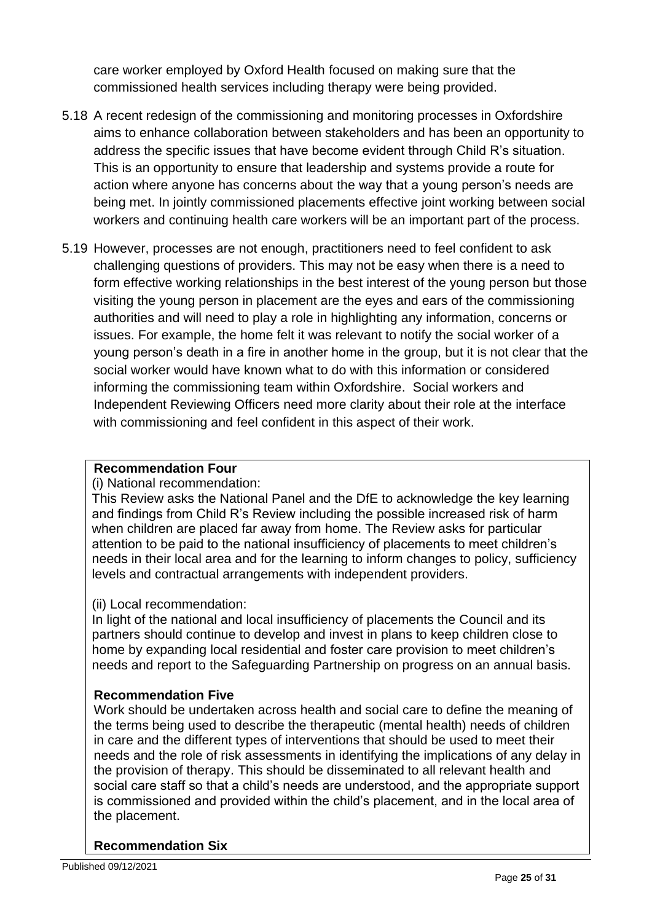care worker employed by Oxford Health focused on making sure that the commissioned health services including therapy were being provided.

5.18 A recent redesign of the commissioning and monitoring processes in Oxfordshire aims to enhance collaboration between stakeholders and has been an opportunity to address the specific issues that have become evident through Child R's situation. This is an opportunity to ensure that leadership and systems provide a route for action where anyone has concerns about the way that a young person's needs are being met. In jointly commissioned placements effective joint working between social workers and continuing health care workers will be an important part of the process.

5.19 However, processes are not enough, practitioners need to feel confident to ask challenging questions of providers. This may not be easy when there is a need to form effective working relationships in the best interest of the young person but those visiting the young person in placement are the eyes and ears of the commissioning authorities and will need to play a role in highlighting any information, concerns or issues. For example, the home felt it was relevant to notify the social worker of a young person's death in a fire in another home in the group, but it is not clear that the social worker would have known what to do with this information or considered informing the commissioning team within Oxfordshire. Social workers and Independent Reviewing Officers need more clarity about their role at the interface with commissioning and feel confident in this aspect of their work.

**Recommendation Four**

(i) National recommendation:

This Review asks the National Panel and the DfE to acknowledge the key learning and findings from Child R's Review including the possible increased risk of harm when children are placed far away from home. The Review asks for particular attention to be paid to the national insufficiency of placements to meet children's needs in their local area and for the learning to inform changes to policy, sufficiency levels and contractual arrangements with independent providers.

(ii) Local recommendation:

In light of the national and local insufficiency of placements the Council and its partners should continue to develop and invest in plans to keep children close to home by expanding local residential and foster care provision to meet children's needs and report to the Safeguarding Partnership on progress on an annual basis.

**Recommendation Five**

Work should be undertaken across health and social care to define the meaning of the terms being used to describe the therapeutic (mental health) needs of children in care and the different types of interventions that should be used to meet their needs and the role of risk assessments in identifying the implications of any delay in the provision of therapy. This should be disseminated to all relevant health and social care staff so that a child's needs are understood, and the appropriate support is commissioned and provided within the child's placement, and in the local area of the placement.

**Recommendation Six**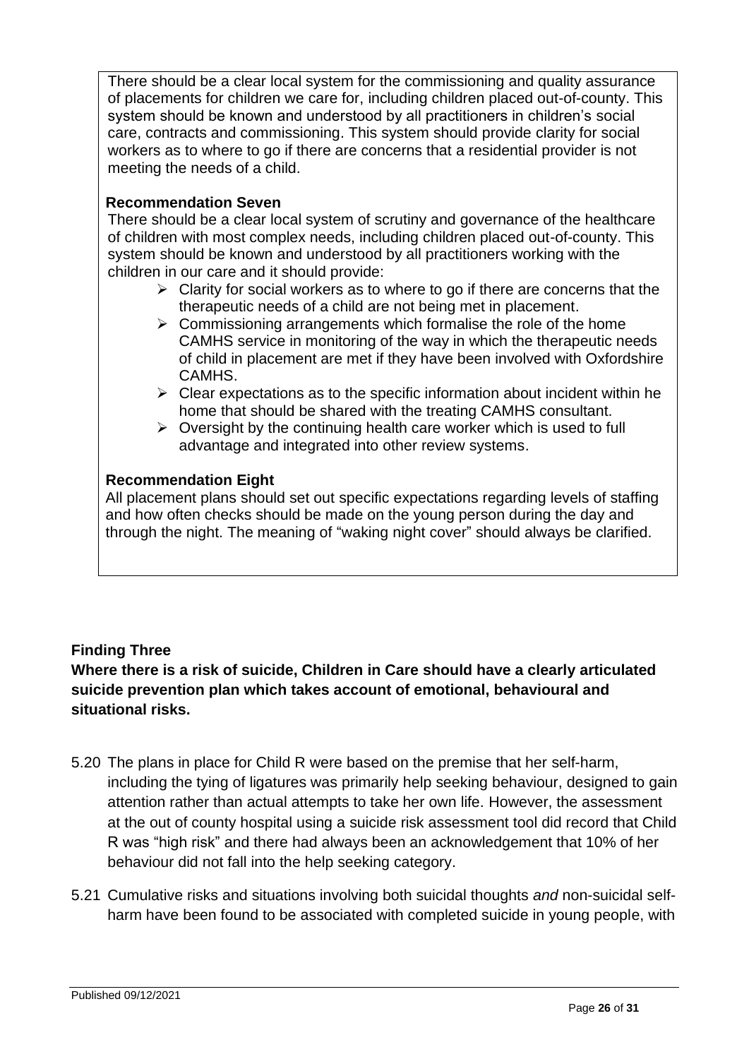There should be a clear local system for the commissioning and quality assurance of placements for children we care for, including children placed out-of-county. This system should be known and understood by all practitioners in children's social care, contracts and commissioning. This system should provide clarity for social workers as to where to go if there are concerns that a residential provider is not meeting the needs of a child.

**Recommendation Seven**

There should be a clear local system of scrutiny and governance of the healthcare of children with most complex needs, including children placed out-of-county. This system should be known and understood by all practitioners working with the children in our care and it should provide:

- Clarity for social workers as to where to go if there are concerns that the therapeutic needs of a child are not being met in placement.
- Commissioning arrangements which formalise the role of the home CAMHS service in monitoring of the way in which the therapeutic needs of child in placement are met if they have been involved with Oxfordshire CAMHS.
- Clear expectations as to the specific information about incident within he home that should be shared with the treating CAMHS consultant.
- Oversight by the continuing health care worker which is used to full advantage and integrated into other review systems.

**Recommendation Eight**

All placement plans should set out specific expectations regarding levels of staffing and how often checks should be made on the young person during the day and through the night. The meaning of "waking night cover" should always be clarified.

**Finding Three**

**Where there is a risk of suicide, Children in Care should have a clearly articulated suicide prevention plan which takes account of emotional, behavioural and situational risks.**

5.20 The plans in place for Child R were based on the premise that her self-harm, including the tying of ligatures was primarily help seeking behaviour, designed to gain attention rather than actual attempts to take her own life. However, the assessment at the out of county hospital using a suicide risk assessment tool did record that Child R was "high risk" and there had always been an acknowledgement that 10% of her behaviour did not fall into the help seeking category.

5.21 Cumulative risks and situations involving both suicidal thoughts *and* non-suicidal self-harm have been found to be associated with completed suicide in young people, with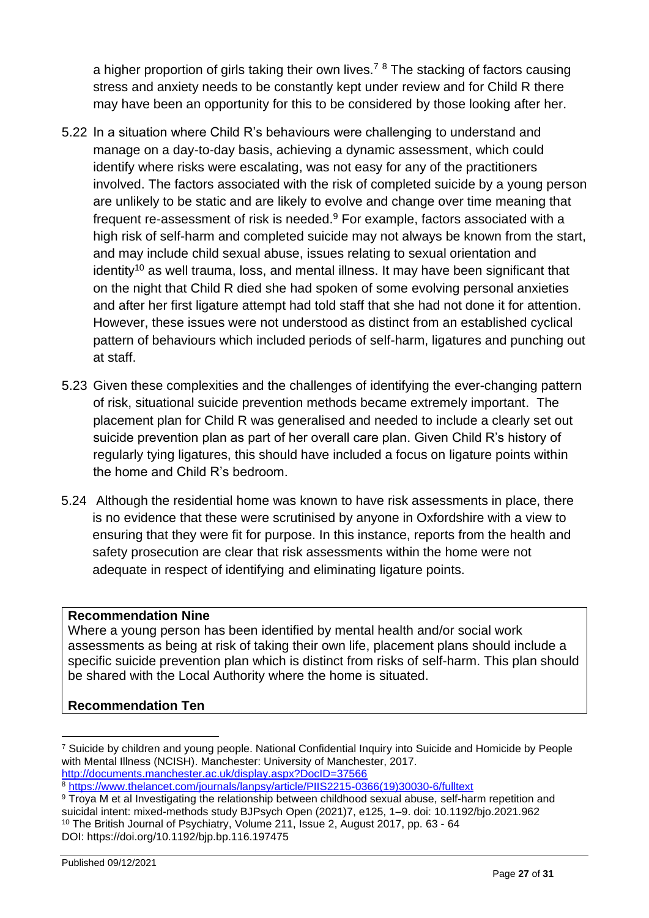a higher proportion of girls taking their own lives.[7] [8] The stacking of factors causing stress and anxiety needs to be constantly kept under review and for Child R there may have been an opportunity for this to be considered by those looking after her.

5.22 In a situation where Child R's behaviours were challenging to understand and manage on a day-to-day basis, achieving a dynamic assessment, which could identify where risks were escalating, was not easy for any of the practitioners involved. The factors associated with the risk of completed suicide by a young person are unlikely to be static and are likely to evolve and change over time meaning that frequent re-assessment of risk is needed.[9] For example, factors associated with a high risk of self-harm and completed suicide may not always be known from the start, and may include child sexual abuse, issues relating to sexual orientation and identity[10] as well trauma, loss, and mental illness. It may have been significant that on the night that Child R died she had spoken of some evolving personal anxieties and after her first ligature attempt had told staff that she had not done it for attention. However, these issues were not understood as distinct from an established cyclical pattern of behaviours which included periods of self-harm, ligatures and punching out at staff.

5.23 Given these complexities and the challenges of identifying the ever-changing pattern of risk, situational suicide prevention methods became extremely important. The placement plan for Child R was generalised and needed to include a clearly set out suicide prevention plan as part of her overall care plan. Given Child R's history of regularly tying ligatures, this should have included a focus on ligature points within the home and Child R's bedroom.

5.24 Although the residential home was known to have risk assessments in place, there is no evidence that these were scrutinised by anyone in Oxfordshire with a view to ensuring that they were fit for purpose. In this instance, reports from the health and safety prosecution are clear that risk assessments within the home were not adequate in respect of identifying and eliminating ligature points.

**Recommendation Nine**

Where a young person has been identified by mental health and/or social work assessments as being at risk of taking their own life, placement plans should include a specific suicide prevention plan which is distinct from risks of self-harm. This plan should be shared with the Local Authority where the home is situated.

**Recommendation Ten**

---

[7] Suicide by children and young people. National Confidential Inquiry into Suicide and Homicide by People with Mental Illness (NCISH). Manchester: University of Manchester, 2017. http://documents.manchester.ac.uk/display.aspx?DocID=37566

[8] https://www.thelancet.com/journals/lanpsy/article/PIIS2215-0366(19)30030-6/fulltext

[9] Troya M et al Investigating the relationship between childhood sexual abuse, self-harm repetition and suicidal intent: mixed-methods study BJPsych Open (2021)7, e125, 1–9. doi: 10.1192/bjo.2021.962

[10] The British Journal of Psychiatry, Volume 211, Issue 2, August 2017, pp. 63 - 64 DOI: https://doi.org/10.1192/bjp.bp.116.197475

Published 09/12/2021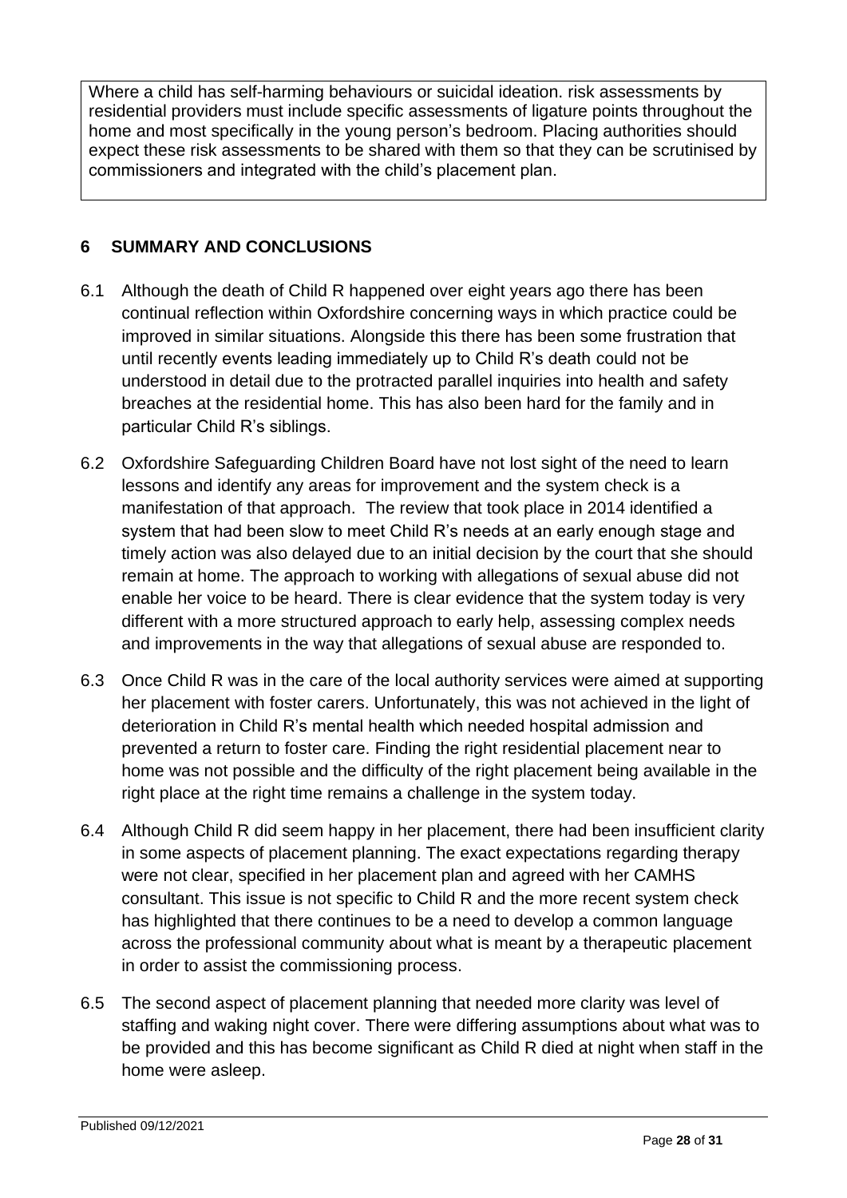Where a child has self-harming behaviours or suicidal ideation. risk assessments by residential providers must include specific assessments of ligature points throughout the home and most specifically in the young person's bedroom. Placing authorities should expect these risk assessments to be shared with them so that they can be scrutinised by commissioners and integrated with the child's placement plan.

## 6 SUMMARY AND CONCLUSIONS

6.1 Although the death of Child R happened over eight years ago there has been continual reflection within Oxfordshire concerning ways in which practice could be improved in similar situations. Alongside this there has been some frustration that until recently events leading immediately up to Child R's death could not be understood in detail due to the protracted parallel inquiries into health and safety breaches at the residential home. This has also been hard for the family and in particular Child R's siblings.

6.2 Oxfordshire Safeguarding Children Board have not lost sight of the need to learn lessons and identify any areas for improvement and the system check is a manifestation of that approach. The review that took place in 2014 identified a system that had been slow to meet Child R's needs at an early enough stage and timely action was also delayed due to an initial decision by the court that she should remain at home. The approach to working with allegations of sexual abuse did not enable her voice to be heard. There is clear evidence that the system today is very different with a more structured approach to early help, assessing complex needs and improvements in the way that allegations of sexual abuse are responded to.

6.3 Once Child R was in the care of the local authority services were aimed at supporting her placement with foster carers. Unfortunately, this was not achieved in the light of deterioration in Child R's mental health which needed hospital admission and prevented a return to foster care. Finding the right residential placement near to home was not possible and the difficulty of the right placement being available in the right place at the right time remains a challenge in the system today.

6.4 Although Child R did seem happy in her placement, there had been insufficient clarity in some aspects of placement planning. The exact expectations regarding therapy were not clear, specified in her placement plan and agreed with her CAMHS consultant. This issue is not specific to Child R and the more recent system check has highlighted that there continues to be a need to develop a common language across the professional community about what is meant by a therapeutic placement in order to assist the commissioning process.

6.5 The second aspect of placement planning that needed more clarity was level of staffing and waking night cover. There were differing assumptions about what was to be provided and this has become significant as Child R died at night when staff in the home were asleep.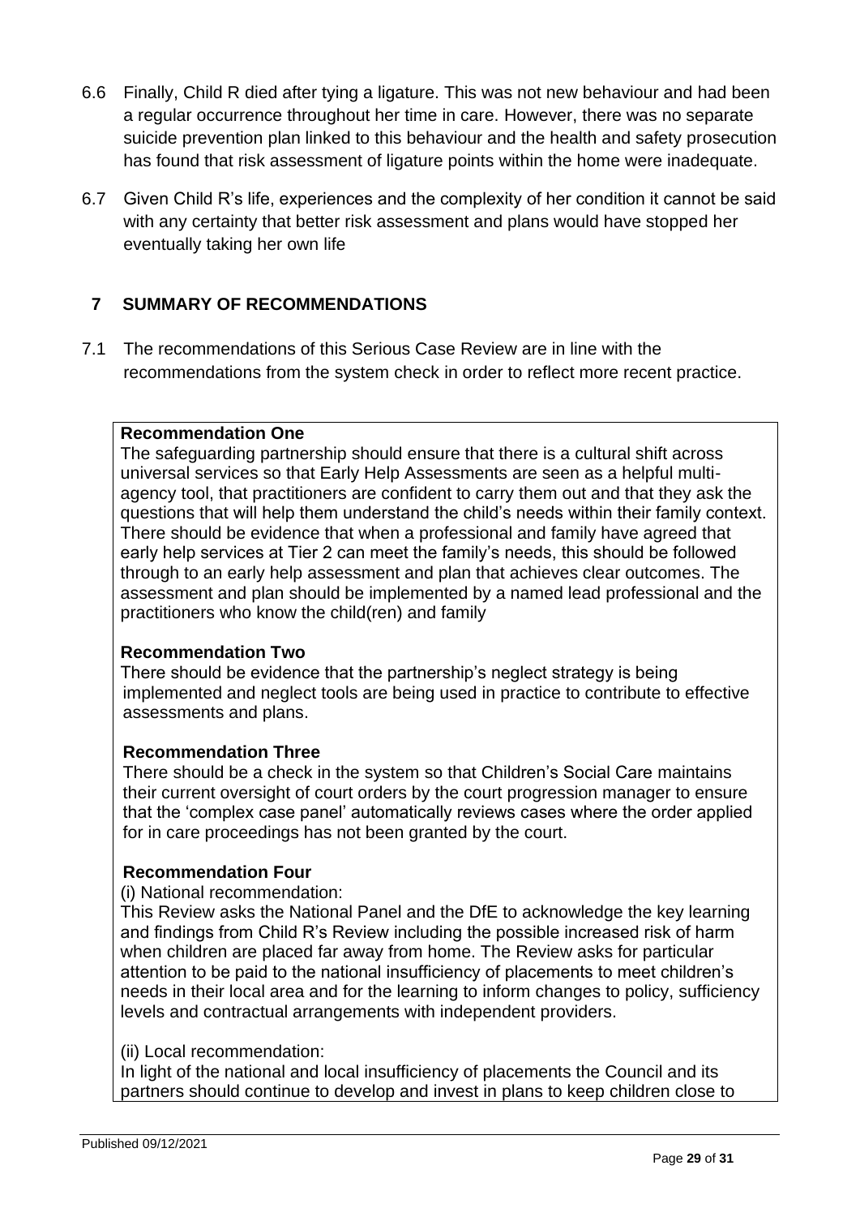6.6 Finally, Child R died after tying a ligature. This was not new behaviour and had been a regular occurrence throughout her time in care. However, there was no separate suicide prevention plan linked to this behaviour and the health and safety prosecution has found that risk assessment of ligature points within the home were inadequate.

6.7 Given Child R's life, experiences and the complexity of her condition it cannot be said with any certainty that better risk assessment and plans would have stopped her eventually taking her own life

## 7 SUMMARY OF RECOMMENDATIONS

7.1 The recommendations of this Serious Case Review are in line with the recommendations from the system check in order to reflect more recent practice.

**Recommendation One**

The safeguarding partnership should ensure that there is a cultural shift across universal services so that Early Help Assessments are seen as a helpful multi-agency tool, that practitioners are confident to carry them out and that they ask the questions that will help them understand the child's needs within their family context. There should be evidence that when a professional and family have agreed that early help services at Tier 2 can meet the family's needs, this should be followed through to an early help assessment and plan that achieves clear outcomes. The assessment and plan should be implemented by a named lead professional and the practitioners who know the child(ren) and family

**Recommendation Two**

There should be evidence that the partnership's neglect strategy is being implemented and neglect tools are being used in practice to contribute to effective assessments and plans.

**Recommendation Three**

There should be a check in the system so that Children's Social Care maintains their current oversight of court orders by the court progression manager to ensure that the 'complex case panel' automatically reviews cases where the order applied for in care proceedings has not been granted by the court.

**Recommendation Four**

(i) National recommendation:

This Review asks the National Panel and the DfE to acknowledge the key learning and findings from Child R's Review including the possible increased risk of harm when children are placed far away from home. The Review asks for particular attention to be paid to the national insufficiency of placements to meet children's needs in their local area and for the learning to inform changes to policy, sufficiency levels and contractual arrangements with independent providers.

(ii) Local recommendation:

In light of the national and local insufficiency of placements the Council and its partners should continue to develop and invest in plans to keep children close to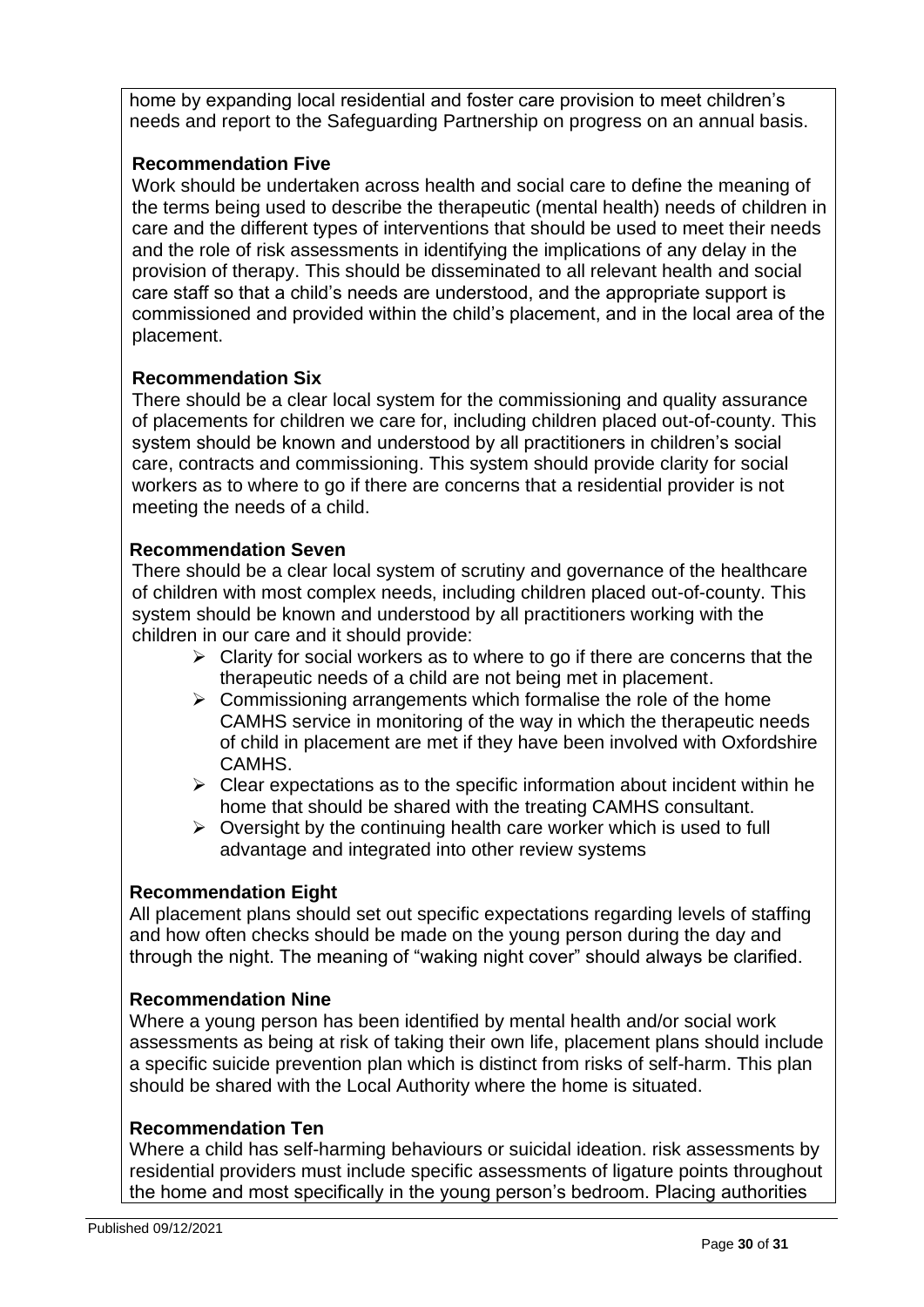home by expanding local residential and foster care provision to meet children's needs and report to the Safeguarding Partnership on progress on an annual basis.

**Recommendation Five**

Work should be undertaken across health and social care to define the meaning of the terms being used to describe the therapeutic (mental health) needs of children in care and the different types of interventions that should be used to meet their needs and the role of risk assessments in identifying the implications of any delay in the provision of therapy. This should be disseminated to all relevant health and social care staff so that a child's needs are understood, and the appropriate support is commissioned and provided within the child's placement, and in the local area of the placement.

**Recommendation Six**

There should be a clear local system for the commissioning and quality assurance of placements for children we care for, including children placed out-of-county. This system should be known and understood by all practitioners in children's social care, contracts and commissioning. This system should provide clarity for social workers as to where to go if there are concerns that a residential provider is not meeting the needs of a child.

**Recommendation Seven**

There should be a clear local system of scrutiny and governance of the healthcare of children with most complex needs, including children placed out-of-county. This system should be known and understood by all practitioners working with the children in our care and it should provide:

- Clarity for social workers as to where to go if there are concerns that the therapeutic needs of a child are not being met in placement.
- Commissioning arrangements which formalise the role of the home CAMHS service in monitoring of the way in which the therapeutic needs of child in placement are met if they have been involved with Oxfordshire CAMHS.
- Clear expectations as to the specific information about incident within he home that should be shared with the treating CAMHS consultant.
- Oversight by the continuing health care worker which is used to full advantage and integrated into other review systems

**Recommendation Eight**

All placement plans should set out specific expectations regarding levels of staffing and how often checks should be made on the young person during the day and through the night. The meaning of "waking night cover" should always be clarified.

**Recommendation Nine**

Where a young person has been identified by mental health and/or social work assessments as being at risk of taking their own life, placement plans should include a specific suicide prevention plan which is distinct from risks of self-harm. This plan should be shared with the Local Authority where the home is situated.

**Recommendation Ten**

Where a child has self-harming behaviours or suicidal ideation. risk assessments by residential providers must include specific assessments of ligature points throughout the home and most specifically in the young person's bedroom. Placing authorities

Published 09/12/2021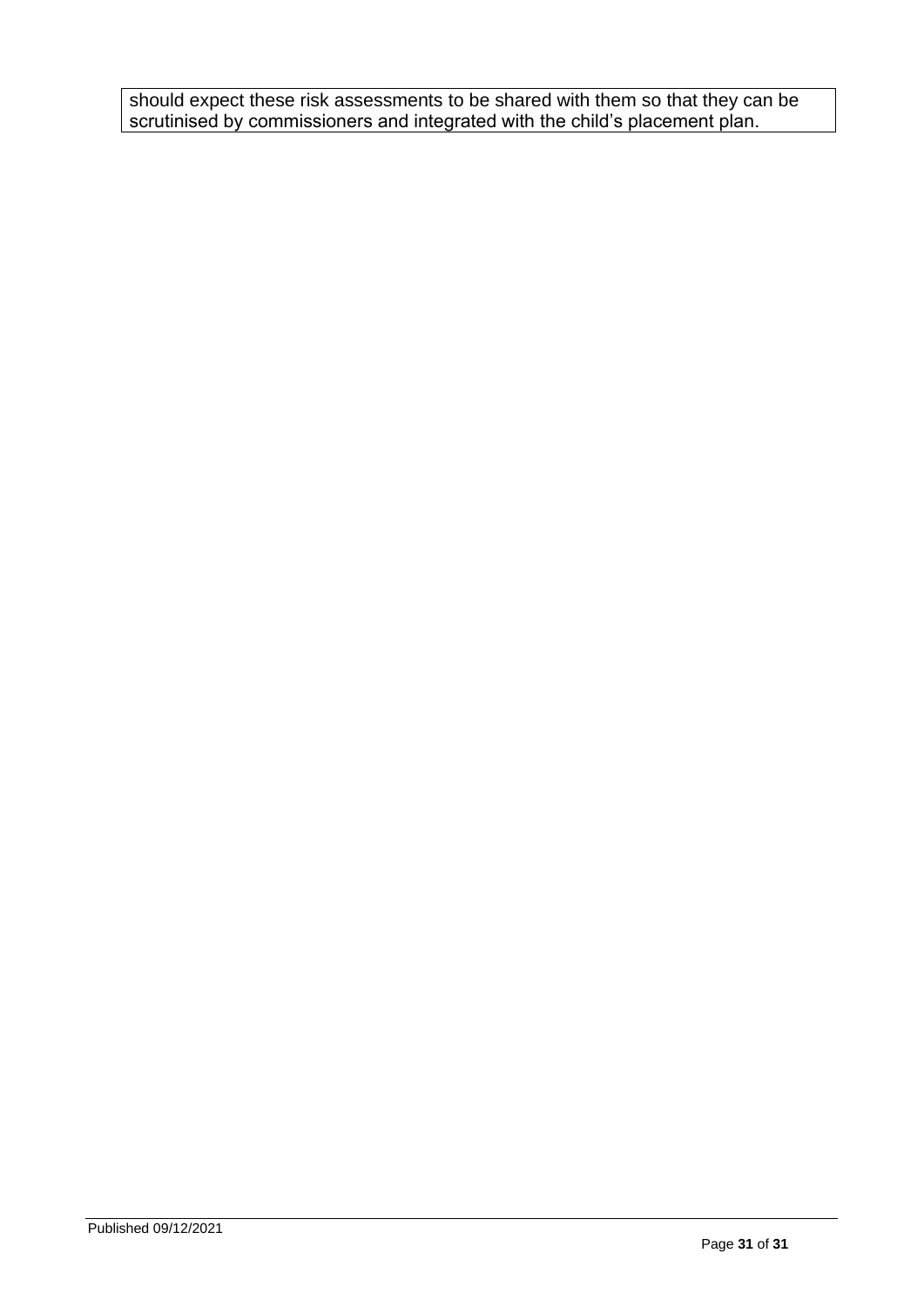should expect these risk assessments to be shared with them so that they can be scrutinised by commissioners and integrated with the child's placement plan.